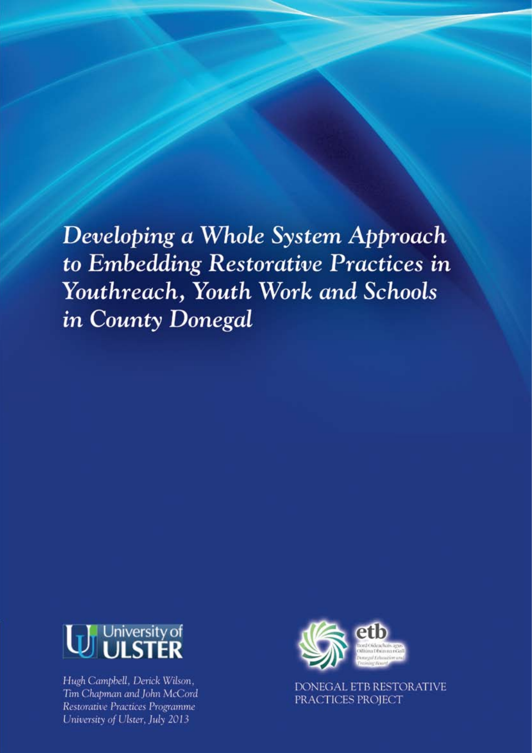# *Developing a Whole System Approach to Embedding Restorative Practices in Youthreach, Youth Work and Schools in County Donegal*

University of ULSTER

*Hugh Campbell, Derick Wilson, Tim Chapman and John McCord*
*Restorative Practices Programme*
*University of Ulster, July 2013*

etb
Bord Oideachais agus Oiliúna Dhún na nGall
Donegal Education and Training Board

DONEGAL ETB RESTORATIVE PRACTICES PROJECT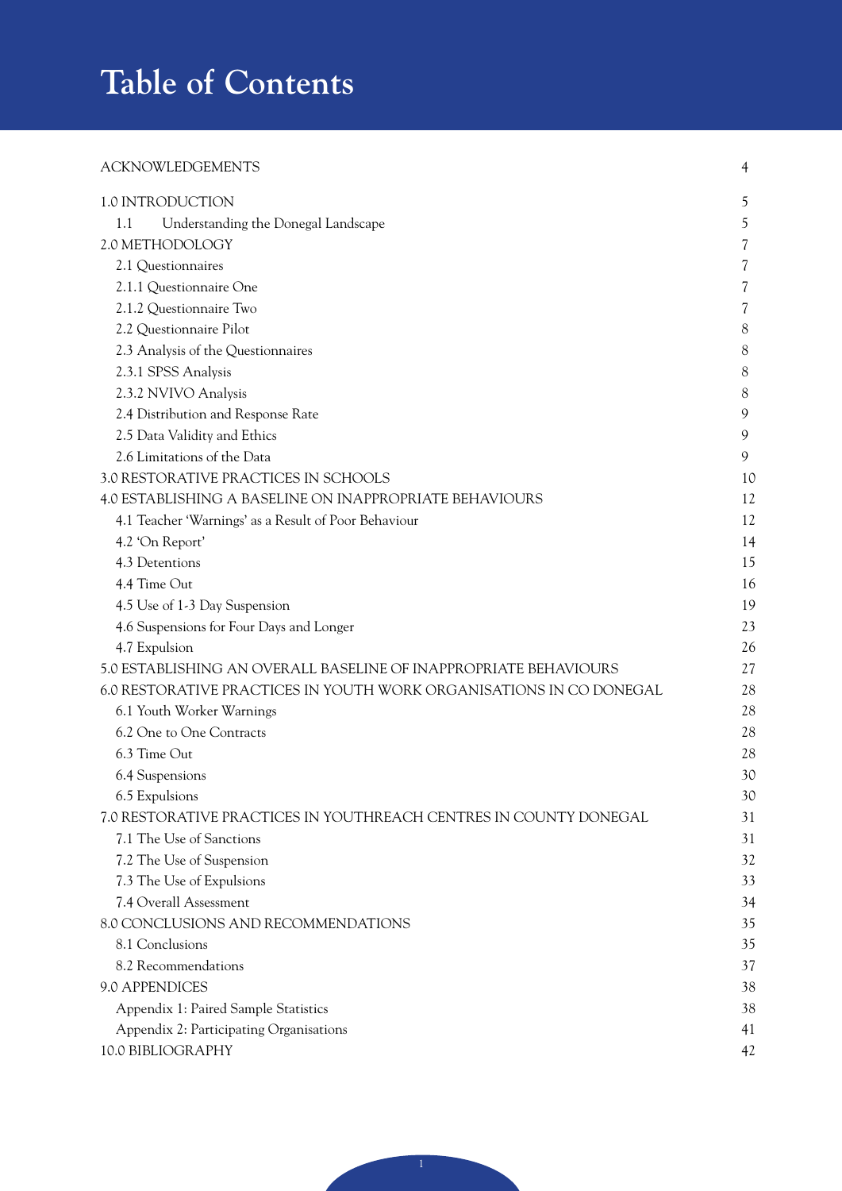# Table of Contents

| | |
|---|---|
| ACKNOWLEDGEMENTS | 4 |
| 1.0 INTRODUCTION | 5 |
| 1.1 Understanding the Donegal Landscape | 5 |
| 2.0 METHODOLOGY | 7 |
| 2.1 Questionnaires | 7 |
| 2.1.1 Questionnaire One | 7 |
| 2.1.2 Questionnaire Two | 7 |
| 2.2 Questionnaire Pilot | 8 |
| 2.3 Analysis of the Questionnaires | 8 |
| 2.3.1 SPSS Analysis | 8 |
| 2.3.2 NVIVO Analysis | 8 |
| 2.4 Distribution and Response Rate | 9 |
| 2.5 Data Validity and Ethics | 9 |
| 2.6 Limitations of the Data | 9 |
| 3.0 RESTORATIVE PRACTICES IN SCHOOLS | 10 |
| 4.0 ESTABLISHING A BASELINE ON INAPPROPRIATE BEHAVIOURS | 12 |
| 4.1 Teacher 'Warnings' as a Result of Poor Behaviour | 12 |
| 4.2 'On Report' | 14 |
| 4.3 Detentions | 15 |
| 4.4 Time Out | 16 |
| 4.5 Use of 1-3 Day Suspension | 19 |
| 4.6 Suspensions for Four Days and Longer | 23 |
| 4.7 Expulsion | 26 |
| 5.0 ESTABLISHING AN OVERALL BASELINE OF INAPPROPRIATE BEHAVIOURS | 27 |
| 6.0 RESTORATIVE PRACTICES IN YOUTH WORK ORGANISATIONS IN CO DONEGAL | 28 |
| 6.1 Youth Worker Warnings | 28 |
| 6.2 One to One Contracts | 28 |
| 6.3 Time Out | 28 |
| 6.4 Suspensions | 30 |
| 6.5 Expulsions | 30 |
| 7.0 RESTORATIVE PRACTICES IN YOUTHREACH CENTRES IN COUNTY DONEGAL | 31 |
| 7.1 The Use of Sanctions | 31 |
| 7.2 The Use of Suspension | 32 |
| 7.3 The Use of Expulsions | 33 |
| 7.4 Overall Assessment | 34 |
| 8.0 CONCLUSIONS AND RECOMMENDATIONS | 35 |
| 8.1 Conclusions | 35 |
| 8.2 Recommendations | 37 |
| 9.0 APPENDICES | 38 |
| Appendix 1: Paired Sample Statistics | 38 |
| Appendix 2: Participating Organisations | 41 |
| 10.0 BIBLIOGRAPHY | 42 |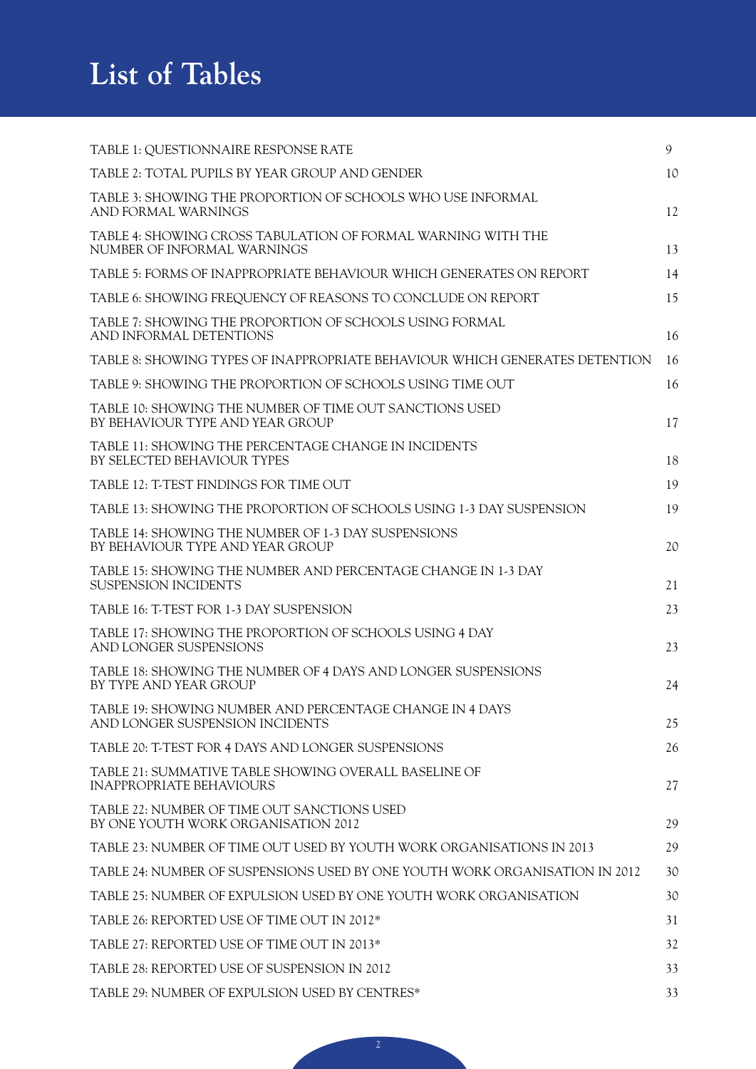# List of Tables

| | |
|---|---|
| TABLE 1: QUESTIONNAIRE RESPONSE RATE | 9 |
| TABLE 2: TOTAL PUPILS BY YEAR GROUP AND GENDER | 10 |
| TABLE 3: SHOWING THE PROPORTION OF SCHOOLS WHO USE INFORMAL AND FORMAL WARNINGS | 12 |
| TABLE 4: SHOWING CROSS TABULATION OF FORMAL WARNING WITH THE NUMBER OF INFORMAL WARNINGS | 13 |
| TABLE 5: FORMS OF INAPPROPRIATE BEHAVIOUR WHICH GENERATES ON REPORT | 14 |
| TABLE 6: SHOWING FREQUENCY OF REASONS TO CONCLUDE ON REPORT | 15 |
| TABLE 7: SHOWING THE PROPORTION OF SCHOOLS USING FORMAL AND INFORMAL DETENTIONS | 16 |
| TABLE 8: SHOWING TYPES OF INAPPROPRIATE BEHAVIOUR WHICH GENERATES DETENTION | 16 |
| TABLE 9: SHOWING THE PROPORTION OF SCHOOLS USING TIME OUT | 16 |
| TABLE 10: SHOWING THE NUMBER OF TIME OUT SANCTIONS USED BY BEHAVIOUR TYPE AND YEAR GROUP | 17 |
| TABLE 11: SHOWING THE PERCENTAGE CHANGE IN INCIDENTS BY SELECTED BEHAVIOUR TYPES | 18 |
| TABLE 12: T-TEST FINDINGS FOR TIME OUT | 19 |
| TABLE 13: SHOWING THE PROPORTION OF SCHOOLS USING 1-3 DAY SUSPENSION | 19 |
| TABLE 14: SHOWING THE NUMBER OF 1-3 DAY SUSPENSIONS BY BEHAVIOUR TYPE AND YEAR GROUP | 20 |
| TABLE 15: SHOWING THE NUMBER AND PERCENTAGE CHANGE IN 1-3 DAY SUSPENSION INCIDENTS | 21 |
| TABLE 16: T-TEST FOR 1-3 DAY SUSPENSION | 23 |
| TABLE 17: SHOWING THE PROPORTION OF SCHOOLS USING 4 DAY AND LONGER SUSPENSIONS | 23 |
| TABLE 18: SHOWING THE NUMBER OF 4 DAYS AND LONGER SUSPENSIONS BY TYPE AND YEAR GROUP | 24 |
| TABLE 19: SHOWING NUMBER AND PERCENTAGE CHANGE IN 4 DAYS AND LONGER SUSPENSION INCIDENTS | 25 |
| TABLE 20: T-TEST FOR 4 DAYS AND LONGER SUSPENSIONS | 26 |
| TABLE 21: SUMMATIVE TABLE SHOWING OVERALL BASELINE OF INAPPROPRIATE BEHAVIOURS | 27 |
| TABLE 22: NUMBER OF TIME OUT SANCTIONS USED BY ONE YOUTH WORK ORGANISATION 2012 | 29 |
| TABLE 23: NUMBER OF TIME OUT USED BY YOUTH WORK ORGANISATIONS IN 2013 | 29 |
| TABLE 24: NUMBER OF SUSPENSIONS USED BY ONE YOUTH WORK ORGANISATION IN 2012 | 30 |
| TABLE 25: NUMBER OF EXPULSION USED BY ONE YOUTH WORK ORGANISATION | 30 |
| TABLE 26: REPORTED USE OF TIME OUT IN 2012* | 31 |
| TABLE 27: REPORTED USE OF TIME OUT IN 2013* | 32 |
| TABLE 28: REPORTED USE OF SUSPENSION IN 2012 | 33 |
| TABLE 29: NUMBER OF EXPULSION USED BY CENTRES* | 33 |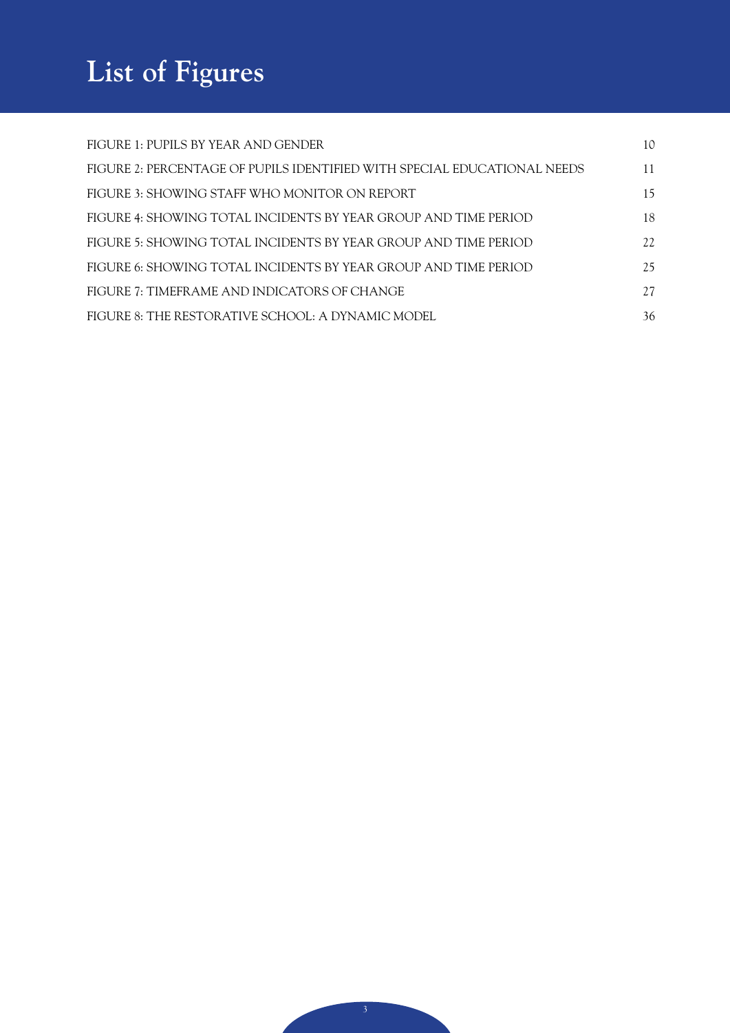# List of Figures

| | |
|---|---|
| FIGURE 1: PUPILS BY YEAR AND GENDER | 10 |
| FIGURE 2: PERCENTAGE OF PUPILS IDENTIFIED WITH SPECIAL EDUCATIONAL NEEDS | 11 |
| FIGURE 3: SHOWING STAFF WHO MONITOR ON REPORT | 15 |
| FIGURE 4: SHOWING TOTAL INCIDENTS BY YEAR GROUP AND TIME PERIOD | 18 |
| FIGURE 5: SHOWING TOTAL INCIDENTS BY YEAR GROUP AND TIME PERIOD | 22 |
| FIGURE 6: SHOWING TOTAL INCIDENTS BY YEAR GROUP AND TIME PERIOD | 25 |
| FIGURE 7: TIMEFRAME AND INDICATORS OF CHANGE | 27 |
| FIGURE 8: THE RESTORATIVE SCHOOL: A DYNAMIC MODEL | 36 |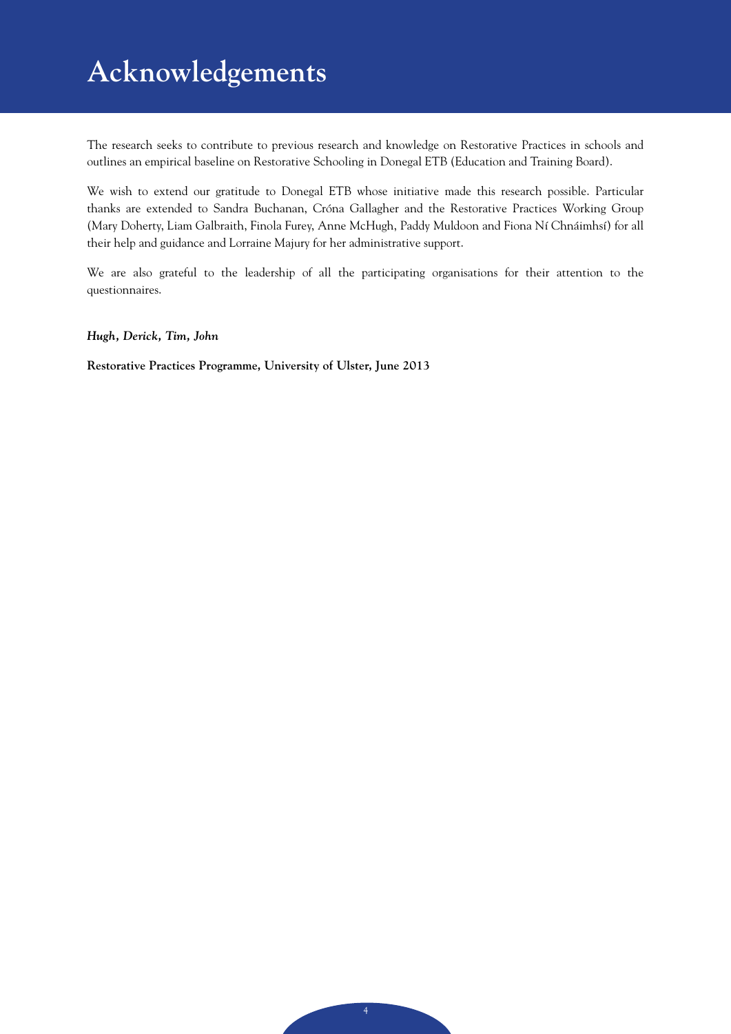# Acknowledgements

The research seeks to contribute to previous research and knowledge on Restorative Practices in schools and outlines an empirical baseline on Restorative Schooling in Donegal ETB (Education and Training Board).

We wish to extend our gratitude to Donegal ETB whose initiative made this research possible. Particular thanks are extended to Sandra Buchanan, Cróna Gallagher and the Restorative Practices Working Group (Mary Doherty, Liam Galbraith, Finola Furey, Anne McHugh, Paddy Muldoon and Fiona Ní Chnáimhsí) for all their help and guidance and Lorraine Majury for her administrative support.

We are also grateful to the leadership of all the participating organisations for their attention to the questionnaires.

***Hugh, Derick, Tim, John***

**Restorative Practices Programme, University of Ulster, June 2013**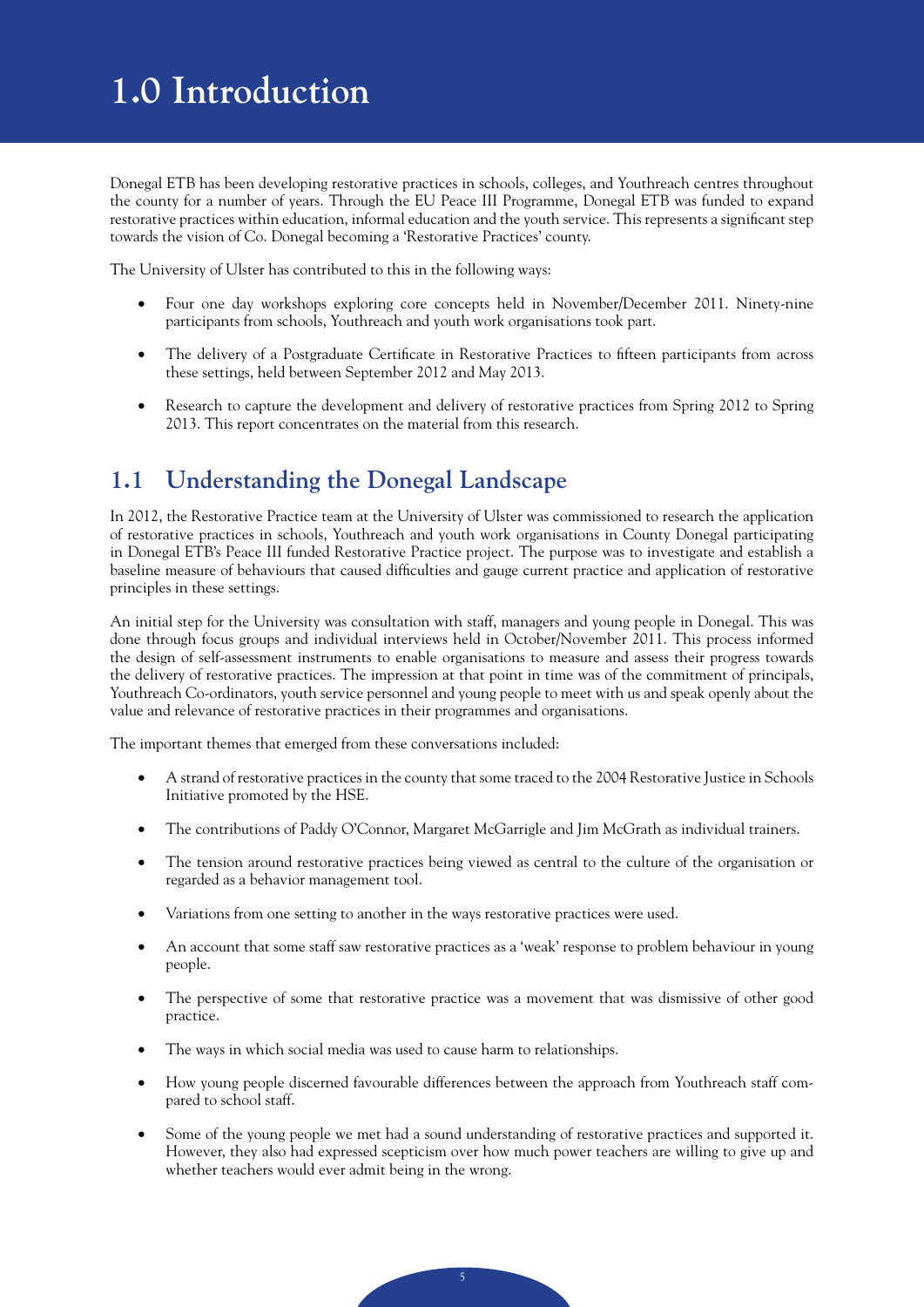# 1.0 Introduction

Donegal ETB has been developing restorative practices in schools, colleges, and Youthreach centres throughout the county for a number of years. Through the EU Peace III Programme, Donegal ETB was funded to expand restorative practices within education, informal education and the youth service. This represents a significant step towards the vision of Co. Donegal becoming a 'Restorative Practices' county.

The University of Ulster has contributed to this in the following ways:

- Four one day workshops exploring core concepts held in November/December 2011. Ninety-nine participants from schools, Youthreach and youth work organisations took part.
- The delivery of a Postgraduate Certificate in Restorative Practices to fifteen participants from across these settings, held between September 2012 and May 2013.
- Research to capture the development and delivery of restorative practices from Spring 2012 to Spring 2013. This report concentrates on the material from this research.

## 1.1 Understanding the Donegal Landscape

In 2012, the Restorative Practice team at the University of Ulster was commissioned to research the application of restorative practices in schools, Youthreach and youth work organisations in County Donegal participating in Donegal ETB's Peace III funded Restorative Practice project. The purpose was to investigate and establish a baseline measure of behaviours that caused difficulties and gauge current practice and application of restorative principles in these settings.

An initial step for the University was consultation with staff, managers and young people in Donegal. This was done through focus groups and individual interviews held in October/November 2011. This process informed the design of self-assessment instruments to enable organisations to measure and assess their progress towards the delivery of restorative practices. The impression at that point in time was of the commitment of principals, Youthreach Co-ordinators, youth service personnel and young people to meet with us and speak openly about the value and relevance of restorative practices in their programmes and organisations.

The important themes that emerged from these conversations included:

- A strand of restorative practices in the county that some traced to the 2004 Restorative Justice in Schools Initiative promoted by the HSE.
- The contributions of Paddy O'Connor, Margaret McGarrigle and Jim McGrath as individual trainers.
- The tension around restorative practices being viewed as central to the culture of the organisation or regarded as a behavior management tool.
- Variations from one setting to another in the ways restorative practices were used.
- An account that some staff saw restorative practices as a 'weak' response to problem behaviour in young people.
- The perspective of some that restorative practice was a movement that was dismissive of other good practice.
- The ways in which social media was used to cause harm to relationships.
- How young people discerned favourable differences between the approach from Youthreach staff compared to school staff.
- Some of the young people we met had a sound understanding of restorative practices and supported it. However, they also had expressed scepticism over how much power teachers are willing to give up and whether teachers would ever admit being in the wrong.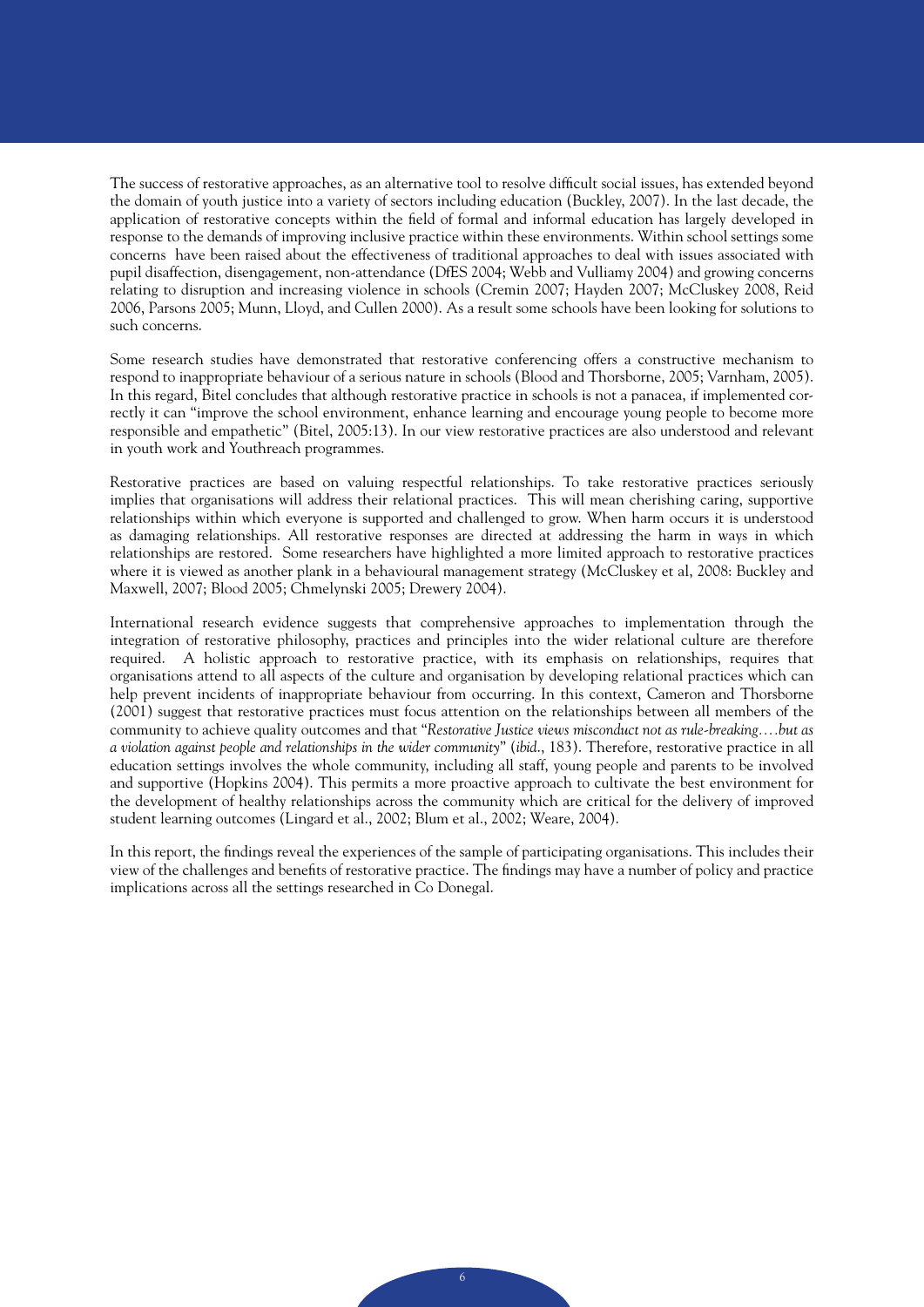The success of restorative approaches, as an alternative tool to resolve difficult social issues, has extended beyond the domain of youth justice into a variety of sectors including education (Buckley, 2007). In the last decade, the application of restorative concepts within the field of formal and informal education has largely developed in response to the demands of improving inclusive practice within these environments. Within school settings some concerns have been raised about the effectiveness of traditional approaches to deal with issues associated with pupil disaffection, disengagement, non-attendance (DfES 2004; Webb and Vulliamy 2004) and growing concerns relating to disruption and increasing violence in schools (Cremin 2007; Hayden 2007; McCluskey 2008, Reid 2006, Parsons 2005; Munn, Lloyd, and Cullen 2000). As a result some schools have been looking for solutions to such concerns.

Some research studies have demonstrated that restorative conferencing offers a constructive mechanism to respond to inappropriate behaviour of a serious nature in schools (Blood and Thorsborne, 2005; Varnham, 2005). In this regard, Bitel concludes that although restorative practice in schools is not a panacea, if implemented correctly it can "improve the school environment, enhance learning and encourage young people to become more responsible and empathetic" (Bitel, 2005:13). In our view restorative practices are also understood and relevant in youth work and Youthreach programmes.

Restorative practices are based on valuing respectful relationships. To take restorative practices seriously implies that organisations will address their relational practices. This will mean cherishing caring, supportive relationships within which everyone is supported and challenged to grow. When harm occurs it is understood as damaging relationships. All restorative responses are directed at addressing the harm in ways in which relationships are restored. Some researchers have highlighted a more limited approach to restorative practices where it is viewed as another plank in a behavioural management strategy (McCluskey et al, 2008: Buckley and Maxwell, 2007; Blood 2005; Chmelynski 2005; Drewery 2004).

International research evidence suggests that comprehensive approaches to implementation through the integration of restorative philosophy, practices and principles into the wider relational culture are therefore required. A holistic approach to restorative practice, with its emphasis on relationships, requires that organisations attend to all aspects of the culture and organisation by developing relational practices which can help prevent incidents of inappropriate behaviour from occurring. In this context, Cameron and Thorsborne (2001) suggest that restorative practices must focus attention on the relationships between all members of the community to achieve quality outcomes and that "*Restorative Justice views misconduct not as rule-breaking….but as a violation against people and relationships in the wider community*" (*ibid*., 183). Therefore, restorative practice in all education settings involves the whole community, including all staff, young people and parents to be involved and supportive (Hopkins 2004). This permits a more proactive approach to cultivate the best environment for the development of healthy relationships across the community which are critical for the delivery of improved student learning outcomes (Lingard et al., 2002; Blum et al., 2002; Weare, 2004).

In this report, the findings reveal the experiences of the sample of participating organisations. This includes their view of the challenges and benefits of restorative practice. The findings may have a number of policy and practice implications across all the settings researched in Co Donegal.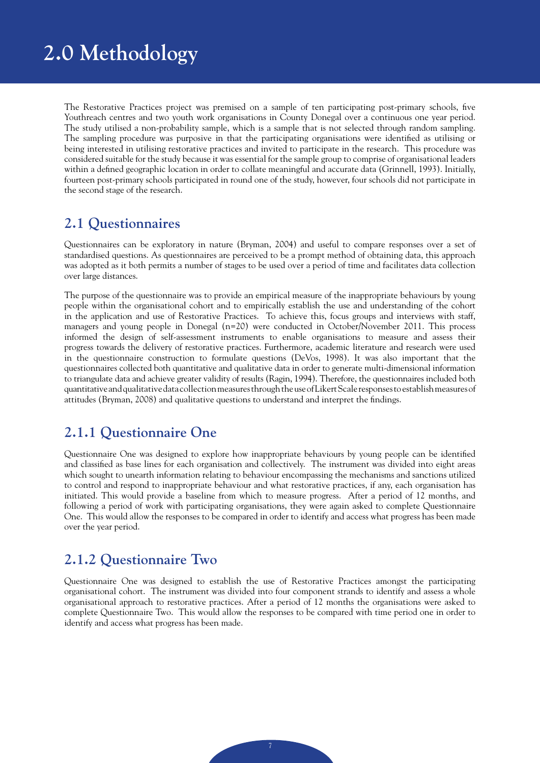# 2.0 Methodology

The Restorative Practices project was premised on a sample of ten participating post-primary schools, five Youthreach centres and two youth work organisations in County Donegal over a continuous one year period. The study utilised a non-probability sample, which is a sample that is not selected through random sampling. The sampling procedure was purposive in that the participating organisations were identified as utilising or being interested in utilising restorative practices and invited to participate in the research. This procedure was considered suitable for the study because it was essential for the sample group to comprise of organisational leaders within a defined geographic location in order to collate meaningful and accurate data (Grinnell, 1993). Initially, fourteen post-primary schools participated in round one of the study, however, four schools did not participate in the second stage of the research.

## 2.1 Questionnaires

Questionnaires can be exploratory in nature (Bryman, 2004) and useful to compare responses over a set of standardised questions. As questionnaires are perceived to be a prompt method of obtaining data, this approach was adopted as it both permits a number of stages to be used over a period of time and facilitates data collection over large distances.

The purpose of the questionnaire was to provide an empirical measure of the inappropriate behaviours by young people within the organisational cohort and to empirically establish the use and understanding of the cohort in the application and use of Restorative Practices. To achieve this, focus groups and interviews with staff, managers and young people in Donegal (n=20) were conducted in October/November 2011. This process informed the design of self-assessment instruments to enable organisations to measure and assess their progress towards the delivery of restorative practices. Furthermore, academic literature and research were used in the questionnaire construction to formulate questions (DeVos, 1998). It was also important that the questionnaires collected both quantitative and qualitative data in order to generate multi-dimensional information to triangulate data and achieve greater validity of results (Ragin, 1994). Therefore, the questionnaires included both quantitative and qualitative data collection measures through the use of Likert Scale responses to establish measures of attitudes (Bryman, 2008) and qualitative questions to understand and interpret the findings.

### 2.1.1 Questionnaire One

Questionnaire One was designed to explore how inappropriate behaviours by young people can be identified and classified as base lines for each organisation and collectively. The instrument was divided into eight areas which sought to unearth information relating to behaviour encompassing the mechanisms and sanctions utilized to control and respond to inappropriate behaviour and what restorative practices, if any, each organisation has initiated. This would provide a baseline from which to measure progress. After a period of 12 months, and following a period of work with participating organisations, they were again asked to complete Questionnaire One. This would allow the responses to be compared in order to identify and access what progress has been made over the year period.

### 2.1.2 Questionnaire Two

Questionnaire One was designed to establish the use of Restorative Practices amongst the participating organisational cohort. The instrument was divided into four component strands to identify and assess a whole organisational approach to restorative practices. After a period of 12 months the organisations were asked to complete Questionnaire Two. This would allow the responses to be compared with time period one in order to identify and access what progress has been made.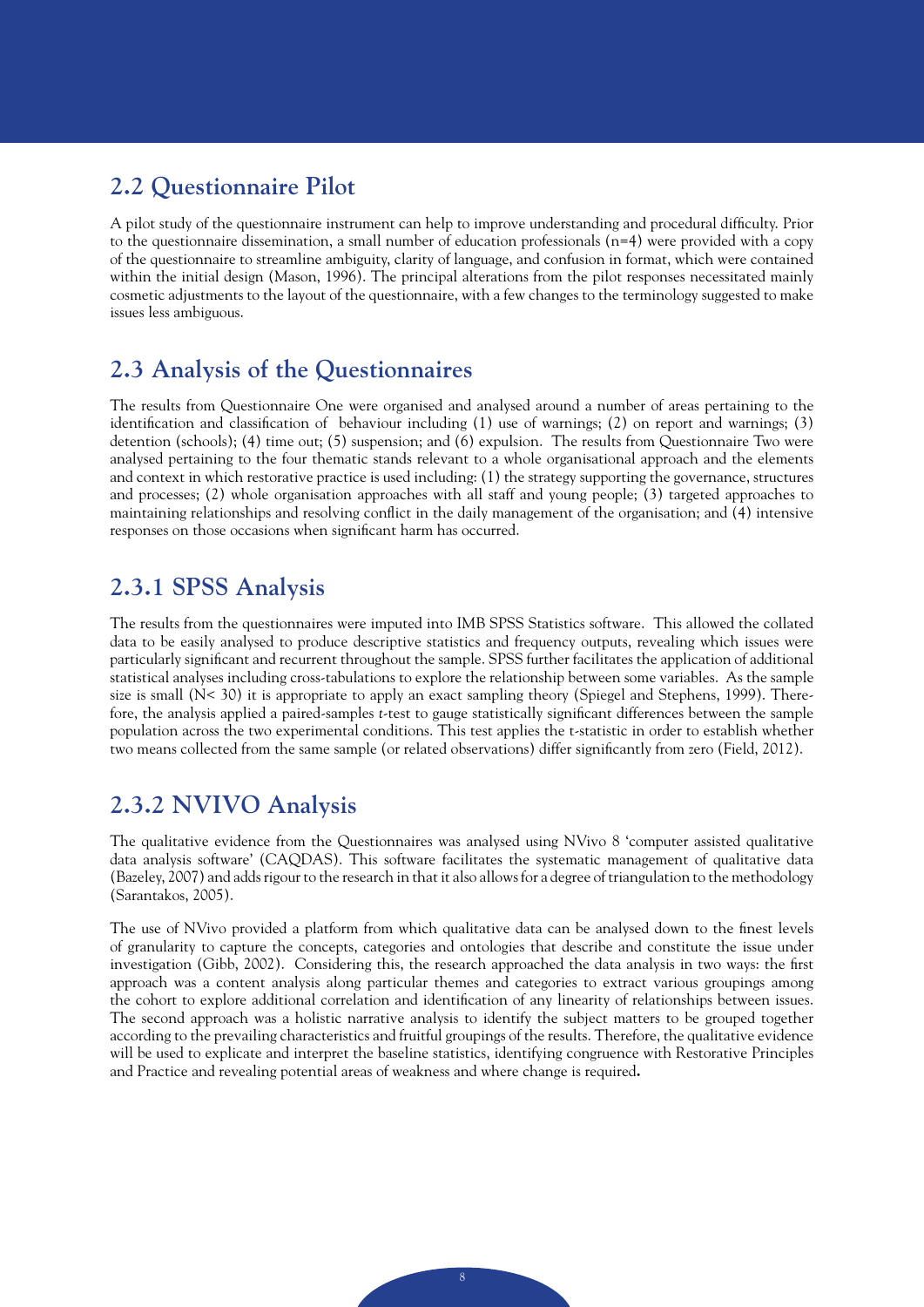## 2.2 Questionnaire Pilot

A pilot study of the questionnaire instrument can help to improve understanding and procedural difficulty. Prior to the questionnaire dissemination, a small number of education professionals (n=4) were provided with a copy of the questionnaire to streamline ambiguity, clarity of language, and confusion in format, which were contained within the initial design (Mason, 1996). The principal alterations from the pilot responses necessitated mainly cosmetic adjustments to the layout of the questionnaire, with a few changes to the terminology suggested to make issues less ambiguous.

## 2.3 Analysis of the Questionnaires

The results from Questionnaire One were organised and analysed around a number of areas pertaining to the identification and classification of behaviour including (1) use of warnings; (2) on report and warnings; (3) detention (schools); (4) time out; (5) suspension; and (6) expulsion. The results from Questionnaire Two were analysed pertaining to the four thematic stands relevant to a whole organisational approach and the elements and context in which restorative practice is used including: (1) the strategy supporting the governance, structures and processes; (2) whole organisation approaches with all staff and young people; (3) targeted approaches to maintaining relationships and resolving conflict in the daily management of the organisation; and (4) intensive responses on those occasions when significant harm has occurred.

### 2.3.1 SPSS Analysis

The results from the questionnaires were imputed into IMB SPSS Statistics software. This allowed the collated data to be easily analysed to produce descriptive statistics and frequency outputs, revealing which issues were particularly significant and recurrent throughout the sample. SPSS further facilitates the application of additional statistical analyses including cross-tabulations to explore the relationship between some variables. As the sample size is small ($N < 30$) it is appropriate to apply an exact sampling theory (Spiegel and Stephens, 1999). Therefore, the analysis applied a paired-samples *t*-test to gauge statistically significant differences between the sample population across the two experimental conditions. This test applies the t-statistic in order to establish whether two means collected from the same sample (or related observations) differ significantly from zero (Field, 2012).

### 2.3.2 NVIVO Analysis

The qualitative evidence from the Questionnaires was analysed using NVivo 8 'computer assisted qualitative data analysis software' (CAQDAS). This software facilitates the systematic management of qualitative data (Bazeley, 2007) and adds rigour to the research in that it also allows for a degree of triangulation to the methodology (Sarantakos, 2005).

The use of NVivo provided a platform from which qualitative data can be analysed down to the finest levels of granularity to capture the concepts, categories and ontologies that describe and constitute the issue under investigation (Gibb, 2002). Considering this, the research approached the data analysis in two ways: the first approach was a content analysis along particular themes and categories to extract various groupings among the cohort to explore additional correlation and identification of any linearity of relationships between issues. The second approach was a holistic narrative analysis to identify the subject matters to be grouped together according to the prevailing characteristics and fruitful groupings of the results. Therefore, the qualitative evidence will be used to explicate and interpret the baseline statistics, identifying congruence with Restorative Principles and Practice and revealing potential areas of weakness and where change is required**.**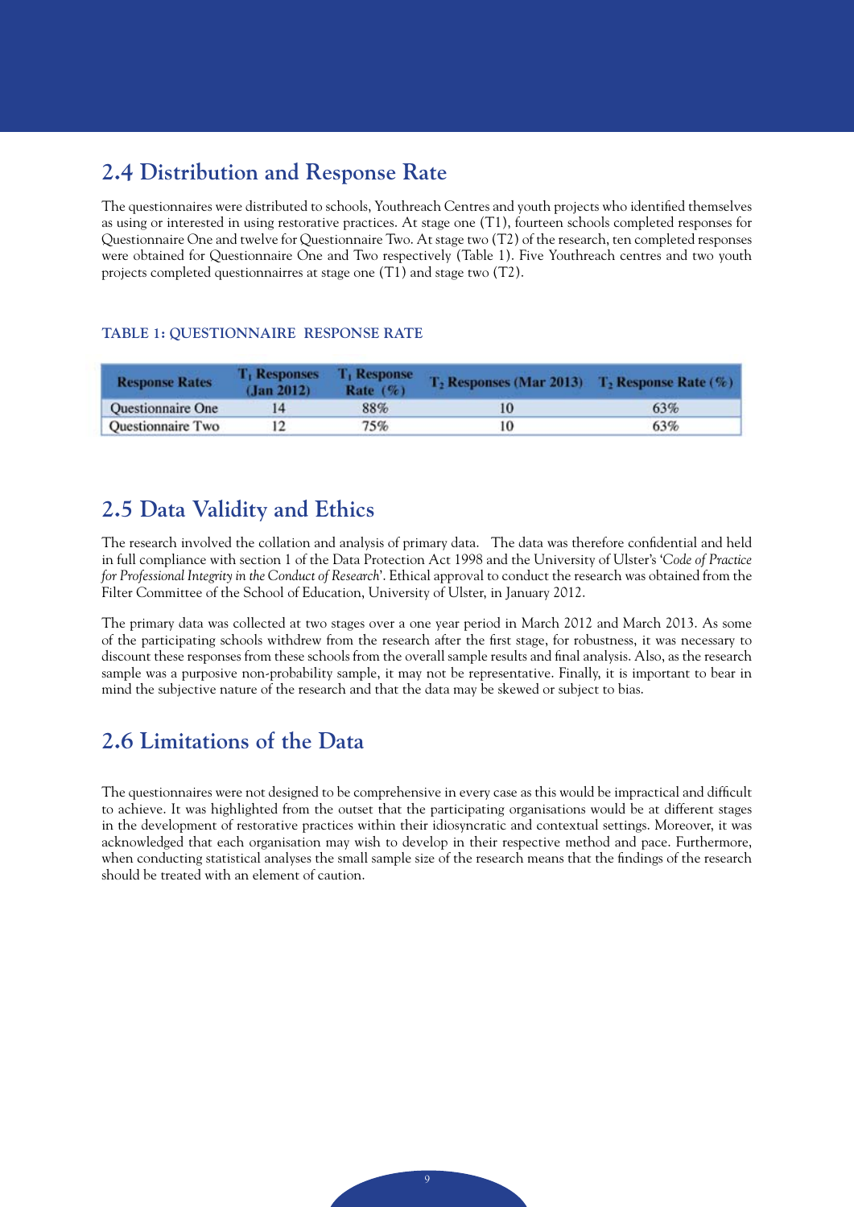## 2.4 Distribution and Response Rate

The questionnaires were distributed to schools, Youthreach Centres and youth projects who identified themselves as using or interested in using restorative practices. At stage one (T1), fourteen schools completed responses for Questionnaire One and twelve for Questionnaire Two. At stage two (T2) of the research, ten completed responses were obtained for Questionnaire One and Two respectively (Table 1). Five Youthreach centres and two youth projects completed questionnairres at stage one (T1) and stage two (T2).

**TABLE 1: QUESTIONNAIRE RESPONSE RATE**

| Response Rates | $T_1$ Responses (Jan 2012) | $T_1$ Response Rate (%) | $T_2$ Responses (Mar 2013) | $T_2$ Response Rate (%) |
|---|---|---|---|---|
| Questionnaire One | 14 | 88% | 10 | 63% |
| Questionnaire Two | 12 | 75% | 10 | 63% |

## 2.5 Data Validity and Ethics

The research involved the collation and analysis of primary data. The data was therefore confidential and held in full compliance with section 1 of the Data Protection Act 1998 and the University of Ulster's '*Code of Practice for Professional Integrity in the Conduct of Research*'. Ethical approval to conduct the research was obtained from the Filter Committee of the School of Education, University of Ulster, in January 2012.

The primary data was collected at two stages over a one year period in March 2012 and March 2013. As some of the participating schools withdrew from the research after the first stage, for robustness, it was necessary to discount these responses from these schools from the overall sample results and final analysis. Also, as the research sample was a purposive non-probability sample, it may not be representative. Finally, it is important to bear in mind the subjective nature of the research and that the data may be skewed or subject to bias.

## 2.6 Limitations of the Data

The questionnaires were not designed to be comprehensive in every case as this would be impractical and difficult to achieve. It was highlighted from the outset that the participating organisations would be at different stages in the development of restorative practices within their idiosyncratic and contextual settings. Moreover, it was acknowledged that each organisation may wish to develop in their respective method and pace. Furthermore, when conducting statistical analyses the small sample size of the research means that the findings of the research should be treated with an element of caution.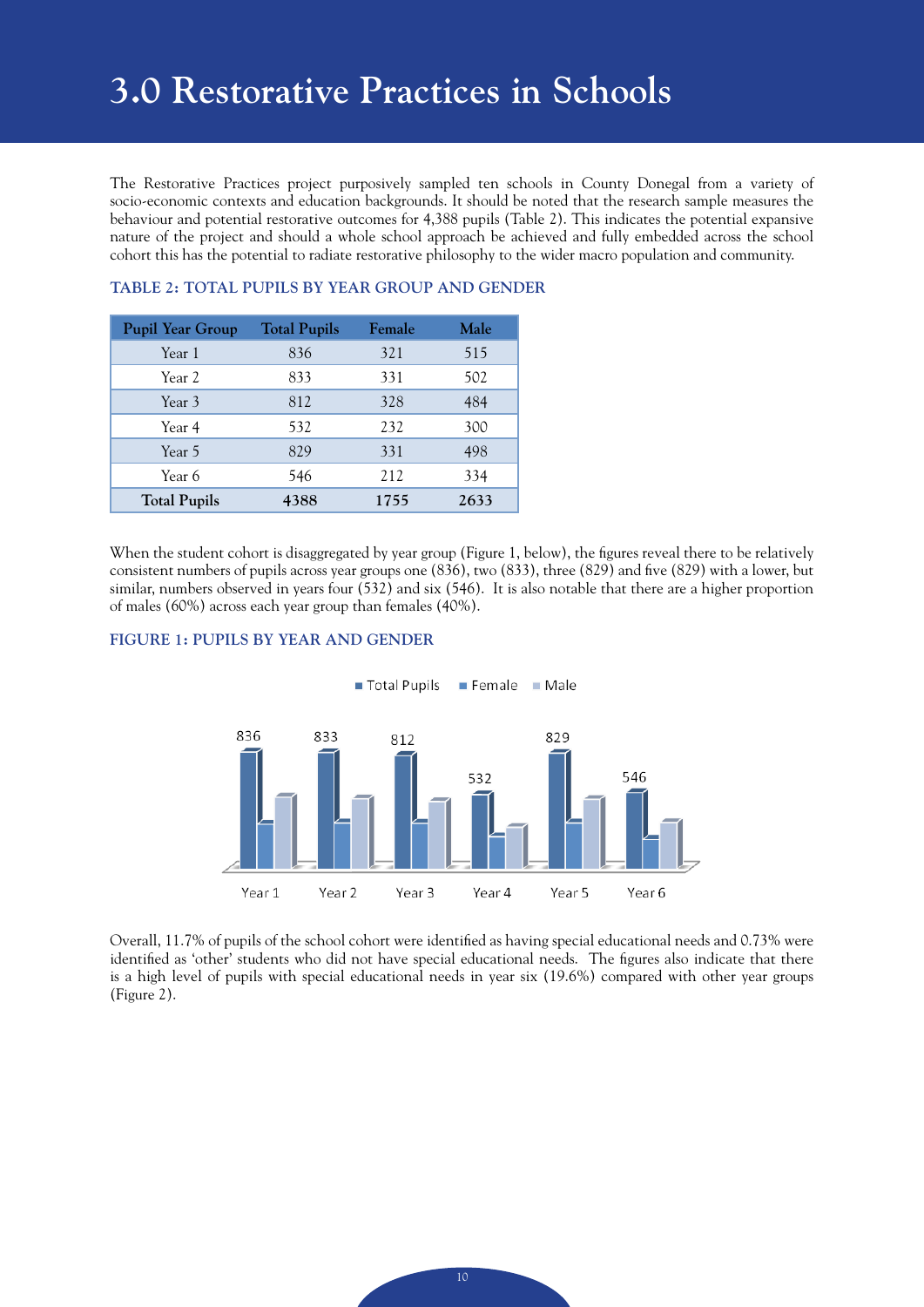# 3.0 Restorative Practices in Schools

The Restorative Practices project purposively sampled ten schools in County Donegal from a variety of socio-economic contexts and education backgrounds. It should be noted that the research sample measures the behaviour and potential restorative outcomes for 4,388 pupils (Table 2). This indicates the potential expansive nature of the project and should a whole school approach be achieved and fully embedded across the school cohort this has the potential to radiate restorative philosophy to the wider macro population and community.

### TABLE 2: TOTAL PUPILS BY YEAR GROUP AND GENDER

| Pupil Year Group | Total Pupils | Female | Male |
|---|---|---|---|
| Year 1 | 836 | 321 | 515 |
| Year 2 | 833 | 331 | 502 |
| Year 3 | 812 | 328 | 484 |
| Year 4 | 532 | 232 | 300 |
| Year 5 | 829 | 331 | 498 |
| Year 6 | 546 | 212 | 334 |
| **Total Pupils** | **4388** | **1755** | **2633** |

When the student cohort is disaggregated by year group (Figure 1, below), the figures reveal there to be relatively consistent numbers of pupils across year groups one (836), two (833), three (829) and five (829) with a lower, but similar, numbers observed in years four (532) and six (546). It is also notable that there are a higher proportion of males (60%) across each year group than females (40%).

### FIGURE 1: PUPILS BY YEAR AND GENDER

Overall, 11.7% of pupils of the school cohort were identified as having special educational needs and 0.73% were identified as 'other' students who did not have special educational needs. The figures also indicate that there is a high level of pupils with special educational needs in year six (19.6%) compared with other year groups (Figure 2).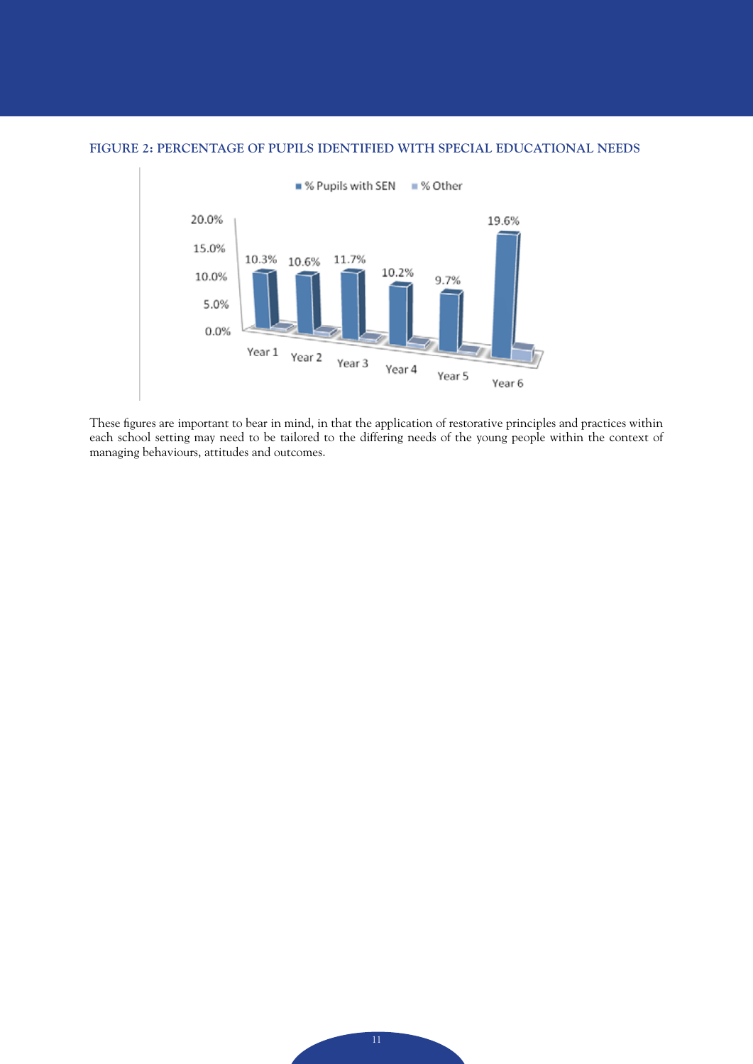**FIGURE 2: PERCENTAGE OF PUPILS IDENTIFIED WITH SPECIAL EDUCATIONAL NEEDS**

| | Year 1 | Year 2 | Year 3 | Year 4 | Year 5 | Year 6 |
|---|---|---|---|---|---|---|
| % Pupils with SEN | 10.3% | 10.6% | 11.7% | 10.2% | 9.7% | 19.6% |

These figures are important to bear in mind, in that the application of restorative principles and practices within each school setting may need to be tailored to the differing needs of the young people within the context of managing behaviours, attitudes and outcomes.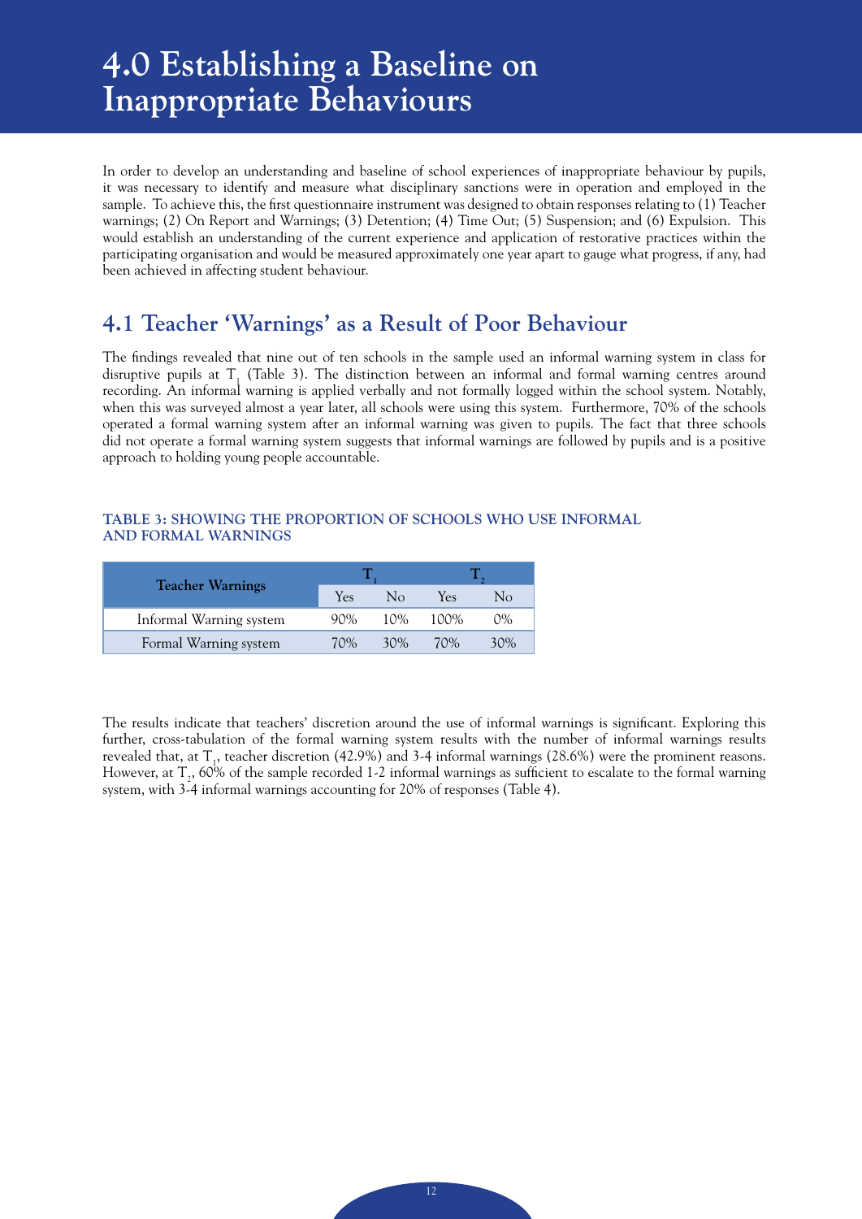# 4.0 Establishing a Baseline on Inappropriate Behaviours

In order to develop an understanding and baseline of school experiences of inappropriate behaviour by pupils, it was necessary to identify and measure what disciplinary sanctions were in operation and employed in the sample. To achieve this, the first questionnaire instrument was designed to obtain responses relating to (1) Teacher warnings; (2) On Report and Warnings; (3) Detention; (4) Time Out; (5) Suspension; and (6) Expulsion. This would establish an understanding of the current experience and application of restorative practices within the participating organisation and would be measured approximately one year apart to gauge what progress, if any, had been achieved in affecting student behaviour.

## 4.1 Teacher 'Warnings' as a Result of Poor Behaviour

The findings revealed that nine out of ten schools in the sample used an informal warning system in class for disruptive pupils at $T_1$ (Table 3). The distinction between an informal and formal warning centres around recording. An informal warning is applied verbally and not formally logged within the school system. Notably, when this was surveyed almost a year later, all schools were using this system. Furthermore, 70% of the schools operated a formal warning system after an informal warning was given to pupils. The fact that three schools did not operate a formal warning system suggests that informal warnings are followed by pupils and is a positive approach to holding young people accountable.

**TABLE 3: SHOWING THE PROPORTION OF SCHOOLS WHO USE INFORMAL AND FORMAL WARNINGS**

| Teacher Warnings | $T_1$ | | $T_2$ | |
|---|---|---|---|---|
| | Yes | No | Yes | No |
| Informal Warning system | 90% | 10% | 100% | 0% |
| Formal Warning system | 70% | 30% | 70% | 30% |

The results indicate that teachers' discretion around the use of informal warnings is significant. Exploring this further, cross-tabulation of the formal warning system results with the number of informal warnings results revealed that, at $T_1$, teacher discretion (42.9%) and 3-4 informal warnings (28.6%) were the prominent reasons. However, at $T_2$, 60% of the sample recorded 1-2 informal warnings as sufficient to escalate to the formal warning system, with 3-4 informal warnings accounting for 20% of responses (Table 4).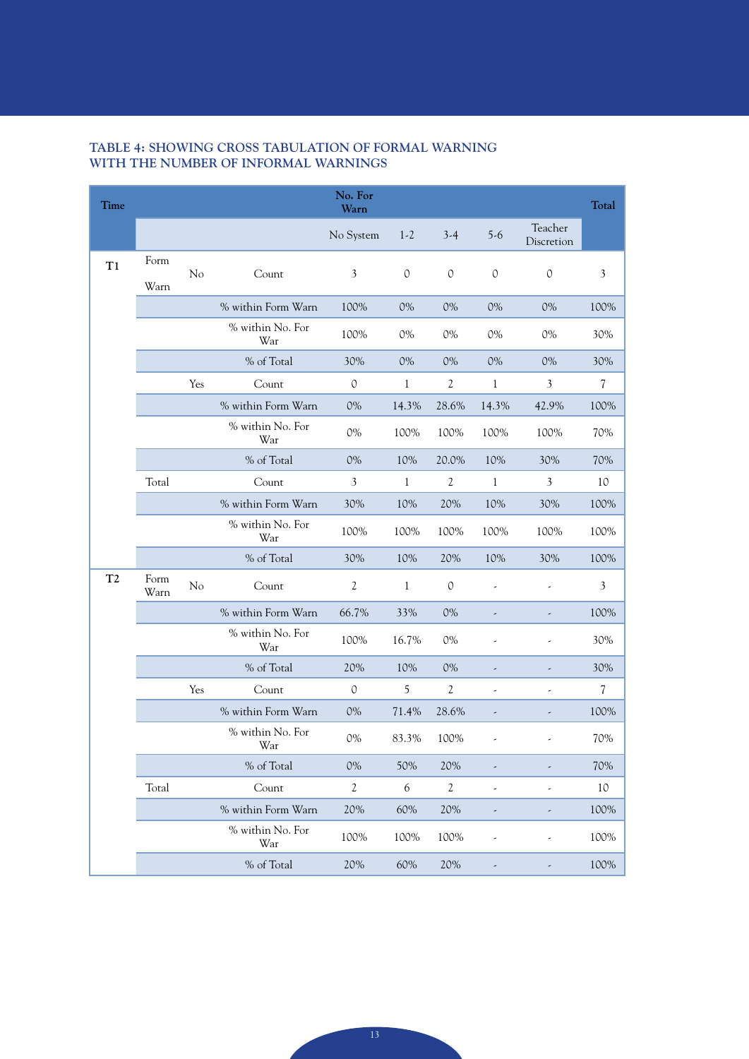### TABLE 4: SHOWING CROSS TABULATION OF FORMAL WARNING WITH THE NUMBER OF INFORMAL WARNINGS

| Time | | | | No. For Warn | | | | | Total |
|---|---|---|---|---|---|---|---|---|---|
| | | | | No System | 1-2 | 3-4 | 5-6 | Teacher Discretion | |
| T1 | Form Warn | No | Count | 3 | 0 | 0 | 0 | 0 | 3 |
| | | | % within Form Warn | 100% | 0% | 0% | 0% | 0% | 100% |
| | | | % within No. For War | 100% | 0% | 0% | 0% | 0% | 30% |
| | | | % of Total | 30% | 0% | 0% | 0% | 0% | 30% |
| | | Yes | Count | 0 | 1 | 2 | 1 | 3 | 7 |
| | | | % within Form Warn | 0% | 14.3% | 28.6% | 14.3% | 42.9% | 100% |
| | | | % within No. For War | 0% | 100% | 100% | 100% | 100% | 70% |
| | | | % of Total | 0% | 10% | 20.0% | 10% | 30% | 70% |
| | Total | | Count | 3 | 1 | 2 | 1 | 3 | 10 |
| | | | % within Form Warn | 30% | 10% | 20% | 10% | 30% | 100% |
| | | | % within No. For War | 100% | 100% | 100% | 100% | 100% | 100% |
| | | | % of Total | 30% | 10% | 20% | 10% | 30% | 100% |
| T2 | Form Warn | No | Count | 2 | 1 | 0 | - | - | 3 |
| | | | % within Form Warn | 66.7% | 33% | 0% | - | - | 100% |
| | | | % within No. For War | 100% | 16.7% | 0% | - | - | 30% |
| | | | % of Total | 20% | 10% | 0% | - | - | 30% |
| | | Yes | Count | 0 | 5 | 2 | - | - | 7 |
| | | | % within Form Warn | 0% | 71.4% | 28.6% | - | - | 100% |
| | | | % within No. For War | 0% | 83.3% | 100% | - | - | 70% |
| | | | % of Total | 0% | 50% | 20% | - | - | 70% |
| | Total | | Count | 2 | 6 | 2 | - | - | 10 |
| | | | % within Form Warn | 20% | 60% | 20% | - | - | 100% |
| | | | % within No. For War | 100% | 100% | 100% | - | - | 100% |
| | | | % of Total | 20% | 60% | 20% | - | - | 100% |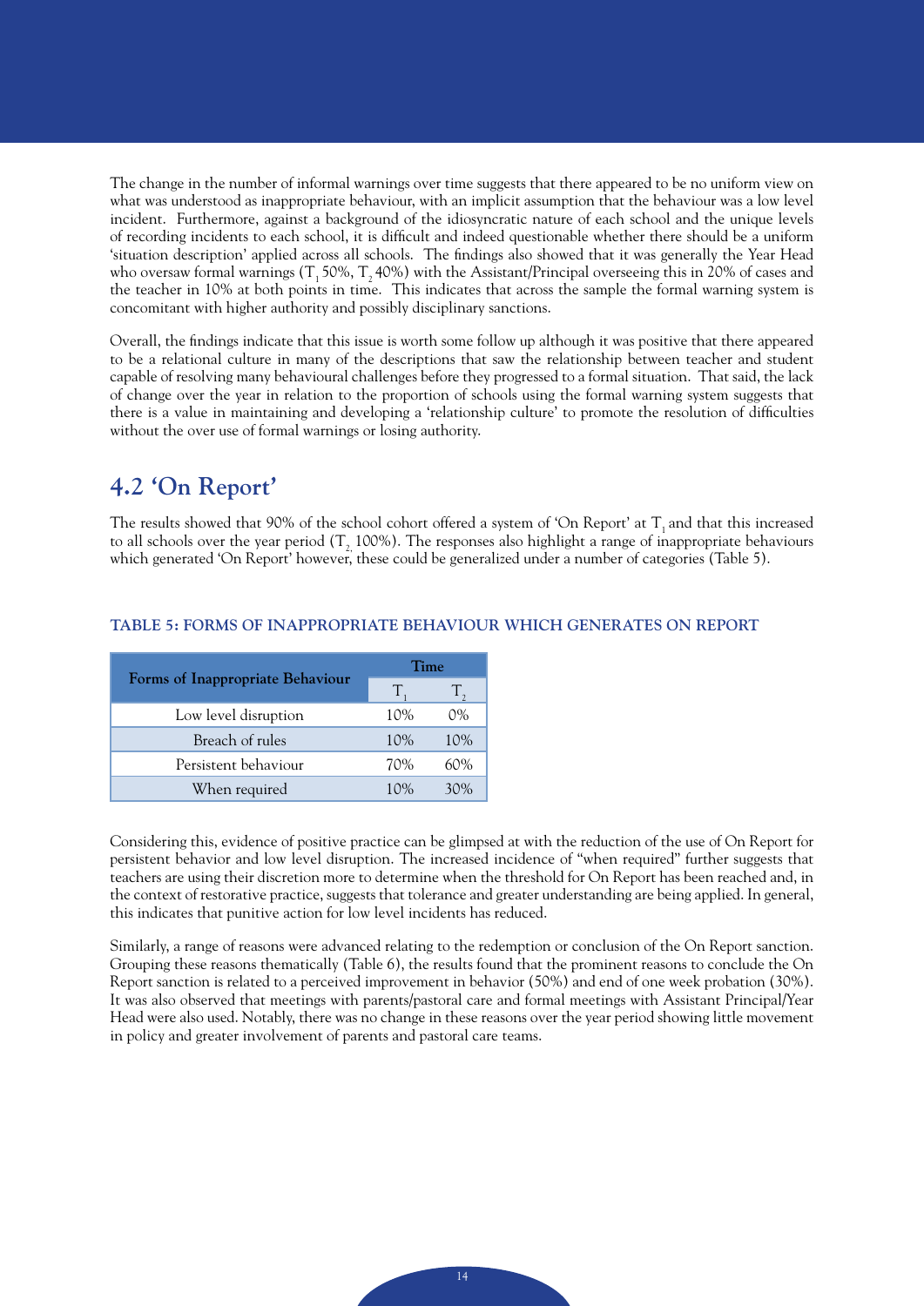The change in the number of informal warnings over time suggests that there appeared to be no uniform view on what was understood as inappropriate behaviour, with an implicit assumption that the behaviour was a low level incident. Furthermore, against a background of the idiosyncratic nature of each school and the unique levels of recording incidents to each school, it is difficult and indeed questionable whether there should be a uniform 'situation description' applied across all schools. The findings also showed that it was generally the Year Head who oversaw formal warnings ($T_1$ 50%, $T_2$ 40%) with the Assistant/Principal overseeing this in 20% of cases and the teacher in 10% at both points in time. This indicates that across the sample the formal warning system is concomitant with higher authority and possibly disciplinary sanctions.

Overall, the findings indicate that this issue is worth some follow up although it was positive that there appeared to be a relational culture in many of the descriptions that saw the relationship between teacher and student capable of resolving many behavioural challenges before they progressed to a formal situation. That said, the lack of change over the year in relation to the proportion of schools using the formal warning system suggests that there is a value in maintaining and developing a 'relationship culture' to promote the resolution of difficulties without the over use of formal warnings or losing authority.

## 4.2 'On Report'

The results showed that 90% of the school cohort offered a system of 'On Report' at $T_1$ and that this increased to all schools over the year period ($T_2$ 100%). The responses also highlight a range of inappropriate behaviours which generated 'On Report' however, these could be generalized under a number of categories (Table 5).

### TABLE 5: FORMS OF INAPPROPRIATE BEHAVIOUR WHICH GENERATES ON REPORT

| Forms of Inappropriate Behaviour | Time | |
|---|---|---|
| | $T_1$ | $T_2$ |
| Low level disruption | 10% | 0% |
| Breach of rules | 10% | 10% |
| Persistent behaviour | 70% | 60% |
| When required | 10% | 30% |

Considering this, evidence of positive practice can be glimpsed at with the reduction of the use of On Report for persistent behavior and low level disruption. The increased incidence of "when required" further suggests that teachers are using their discretion more to determine when the threshold for On Report has been reached and, in the context of restorative practice, suggests that tolerance and greater understanding are being applied. In general, this indicates that punitive action for low level incidents has reduced.

Similarly, a range of reasons were advanced relating to the redemption or conclusion of the On Report sanction. Grouping these reasons thematically (Table 6), the results found that the prominent reasons to conclude the On Report sanction is related to a perceived improvement in behavior (50%) and end of one week probation (30%). It was also observed that meetings with parents/pastoral care and formal meetings with Assistant Principal/Year Head were also used. Notably, there was no change in these reasons over the year period showing little movement in policy and greater involvement of parents and pastoral care teams.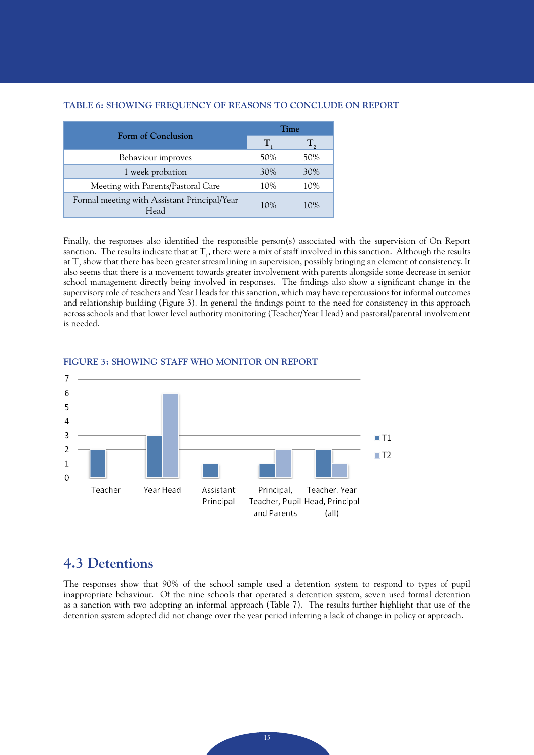**TABLE 6: SHOWING FREQUENCY OF REASONS TO CONCLUDE ON REPORT**

| Form of Conclusion | Time | |
|---|---|---|
| | $T_1$ | $T_2$ |
| Behaviour improves | 50% | 50% |
| 1 week probation | 30% | 30% |
| Meeting with Parents/Pastoral Care | 10% | 10% |
| Formal meeting with Assistant Principal/Year Head | 10% | 10% |

Finally, the responses also identified the responsible person(s) associated with the supervision of On Report sanction. The results indicate that at $T_1$, there were a mix of staff involved in this sanction. Although the results at $T_2$ show that there has been greater streamlining in supervision, possibly bringing an element of consistency. It also seems that there is a movement towards greater involvement with parents alongside some decrease in senior school management directly being involved in responses. The findings also show a significant change in the supervisory role of teachers and Year Heads for this sanction, which may have repercussions for informal outcomes and relationship building (Figure 3). In general the findings point to the need for consistency in this approach across schools and that lower level authority monitoring (Teacher/Year Head) and pastoral/parental involvement is needed.

**FIGURE 3: SHOWING STAFF WHO MONITOR ON REPORT**

| Staff | T1 | T2 |
|---|---|---|
| Teacher | 2 | 0 |
| Year Head | 3 | 6 |
| Assistant Principal | 1 | 0 |
| Principal, Teacher, Pupil and Parents | 1 | 2 |
| Teacher, Year Head, Principal (all) | 2 | 1 |

## 4.3 Detentions

The responses show that 90% of the school sample used a detention system to respond to types of pupil inappropriate behaviour. Of the nine schools that operated a detention system, seven used formal detention as a sanction with two adopting an informal approach (Table 7). The results further highlight that use of the detention system adopted did not change over the year period inferring a lack of change in policy or approach.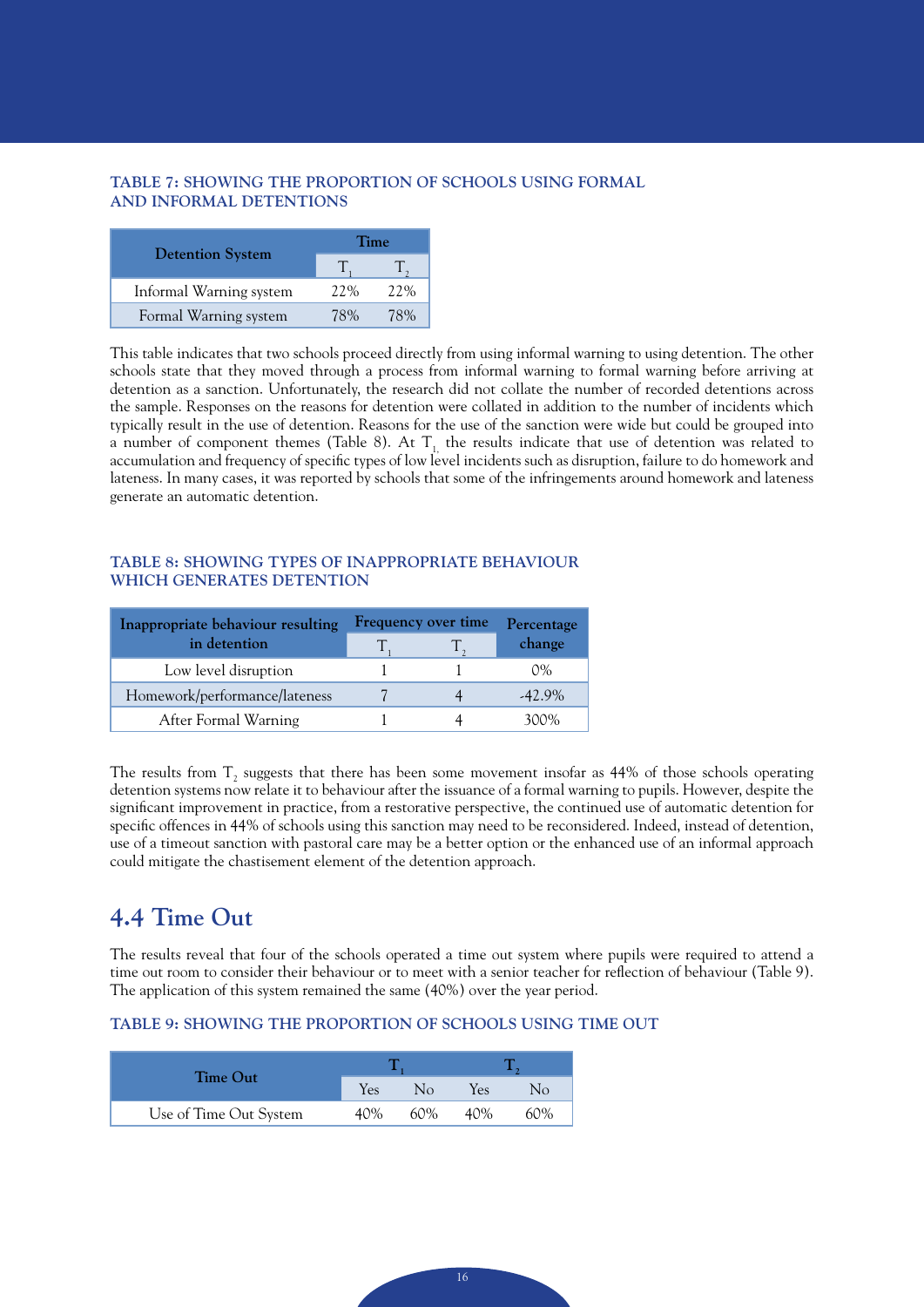**TABLE 7: SHOWING THE PROPORTION OF SCHOOLS USING FORMAL AND INFORMAL DETENTIONS**

| Detention System | Time | |
|---|---|---|
| | $T_1$ | $T_2$ |
| Informal Warning system | 22% | 22% |
| Formal Warning system | 78% | 78% |

This table indicates that two schools proceed directly from using informal warning to using detention. The other schools state that they moved through a process from informal warning to formal warning before arriving at detention as a sanction. Unfortunately, the research did not collate the number of recorded detentions across the sample. Responses on the reasons for detention were collated in addition to the number of incidents which typically result in the use of detention. Reasons for the use of the sanction were wide but could be grouped into a number of component themes (Table 8). At $T_1$ the results indicate that use of detention was related to accumulation and frequency of specific types of low level incidents such as disruption, failure to do homework and lateness. In many cases, it was reported by schools that some of the infringements around homework and lateness generate an automatic detention.

**TABLE 8: SHOWING TYPES OF INAPPROPRIATE BEHAVIOUR WHICH GENERATES DETENTION**

| Inappropriate behaviour resulting in detention | Frequency over time | | Percentage change |
|---|---|---|---|
| | $T_1$ | $T_2$ | |
| Low level disruption | 1 | 1 | 0% |
| Homework/performance/lateness | 7 | 4 | -42.9% |
| After Formal Warning | 1 | 4 | 300% |

The results from $T_2$ suggests that there has been some movement insofar as 44% of those schools operating detention systems now relate it to behaviour after the issuance of a formal warning to pupils. However, despite the significant improvement in practice, from a restorative perspective, the continued use of automatic detention for specific offences in 44% of schools using this sanction may need to be reconsidered. Indeed, instead of detention, use of a timeout sanction with pastoral care may be a better option or the enhanced use of an informal approach could mitigate the chastisement element of the detention approach.

## 4.4 Time Out

The results reveal that four of the schools operated a time out system where pupils were required to attend a time out room to consider their behaviour or to meet with a senior teacher for reflection of behaviour (Table 9). The application of this system remained the same (40%) over the year period.

**TABLE 9: SHOWING THE PROPORTION OF SCHOOLS USING TIME OUT**

| Time Out | $T_1$ | | $T_2$ | |
|---|---|---|---|---|
| | Yes | No | Yes | No |
| Use of Time Out System | 40% | 60% | 40% | 60% |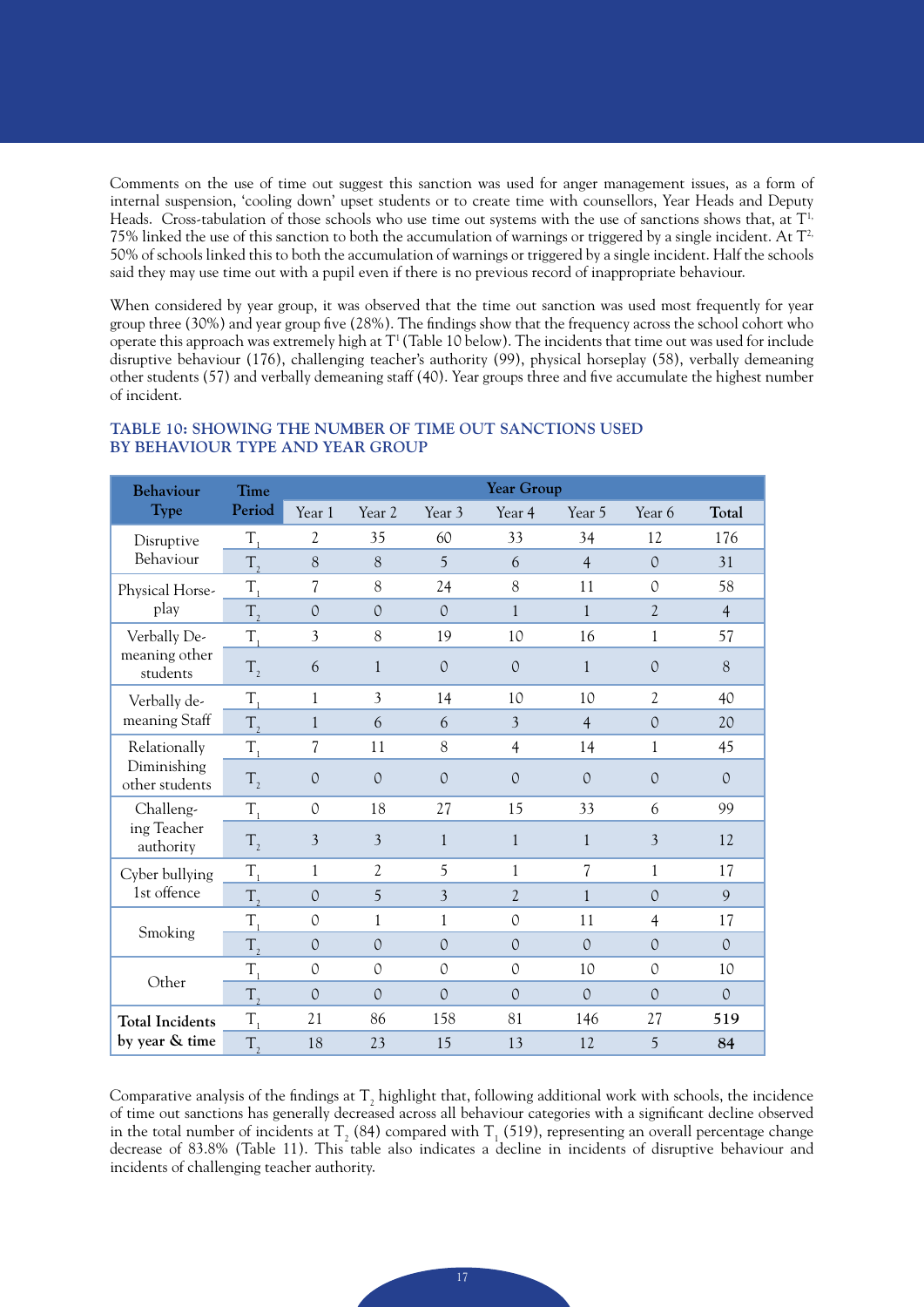Comments on the use of time out suggest this sanction was used for anger management issues, as a form of internal suspension, 'cooling down' upset students or to create time with counsellors, Year Heads and Deputy Heads. Cross-tabulation of those schools who use time out systems with the use of sanctions shows that, at $T^{1,}$ 75% linked the use of this sanction to both the accumulation of warnings or triggered by a single incident. At $T^{2,}$ 50% of schools linked this to both the accumulation of warnings or triggered by a single incident. Half the schools said they may use time out with a pupil even if there is no previous record of inappropriate behaviour.

When considered by year group, it was observed that the time out sanction was used most frequently for year group three (30%) and year group five (28%). The findings show that the frequency across the school cohort who operate this approach was extremely high at $T^1$ (Table 10 below). The incidents that time out was used for include disruptive behaviour (176), challenging teacher's authority (99), physical horseplay (58), verbally demeaning other students (57) and verbally demeaning staff (40). Year groups three and five accumulate the highest number of incident.

### TABLE 10: SHOWING THE NUMBER OF TIME OUT SANCTIONS USED BY BEHAVIOUR TYPE AND YEAR GROUP

| Behaviour Type | Time Period | Year Group | | | | | | |
|---|---|---|---|---|---|---|---|---|
| | | Year 1 | Year 2 | Year 3 | Year 4 | Year 5 | Year 6 | Total |
| Disruptive Behaviour | $T_1$ | 2 | 35 | 60 | 33 | 34 | 12 | 176 |
| | $T_2$ | 8 | 8 | 5 | 6 | 4 | 0 | 31 |
| Physical Horse-play | $T_1$ | 7 | 8 | 24 | 8 | 11 | 0 | 58 |
| | $T_2$ | 0 | 0 | 0 | 1 | 1 | 2 | 4 |
| Verbally Demeaning other students | $T_1$ | 3 | 8 | 19 | 10 | 16 | 1 | 57 |
| | $T_2$ | 6 | 1 | 0 | 0 | 1 | 0 | 8 |
| Verbally demeaning Staff | $T_1$ | 1 | 3 | 14 | 10 | 10 | 2 | 40 |
| | $T_2$ | 1 | 6 | 6 | 3 | 4 | 0 | 20 |
| Relationally Diminishing other students | $T_1$ | 7 | 11 | 8 | 4 | 14 | 1 | 45 |
| | $T_2$ | 0 | 0 | 0 | 0 | 0 | 0 | 0 |
| Challenging Teacher authority | $T_1$ | 0 | 18 | 27 | 15 | 33 | 6 | 99 |
| | $T_2$ | 3 | 3 | 1 | 1 | 1 | 3 | 12 |
| Cyber bullying 1st offence | $T_1$ | 1 | 2 | 5 | 1 | 7 | 1 | 17 |
| | $T_2$ | 0 | 5 | 3 | 2 | 1 | 0 | 9 |
| Smoking | $T_1$ | 0 | 1 | 1 | 0 | 11 | 4 | 17 |
| | $T_2$ | 0 | 0 | 0 | 0 | 0 | 0 | 0 |
| Other | $T_1$ | 0 | 0 | 0 | 0 | 10 | 0 | 10 |
| | $T_2$ | 0 | 0 | 0 | 0 | 0 | 0 | 0 |
| **Total Incidents by year & time** | $T_1$ | 21 | 86 | 158 | 81 | 146 | 27 | **519** |
| | $T_2$ | 18 | 23 | 15 | 13 | 12 | 5 | **84** |

Comparative analysis of the findings at $T_2$ highlight that, following additional work with schools, the incidence of time out sanctions has generally decreased across all behaviour categories with a significant decline observed in the total number of incidents at $T_2$ (84) compared with $T_1$ (519), representing an overall percentage change decrease of 83.8% (Table 11). This table also indicates a decline in incidents of disruptive behaviour and incidents of challenging teacher authority.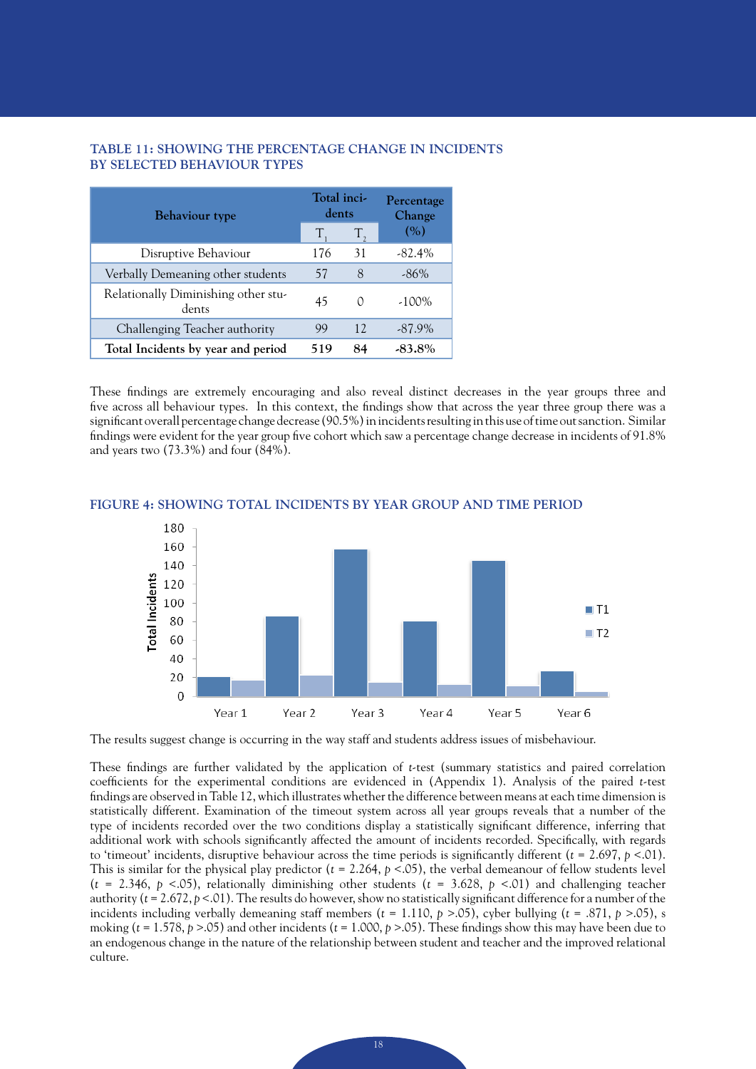### TABLE 11: SHOWING THE PERCENTAGE CHANGE IN INCIDENTS BY SELECTED BEHAVIOUR TYPES

| Behaviour type | Total incidents | | Percentage Change (%) |
|---|---|---|---|
| | $T_1$ | $T_2$ | |
| Disruptive Behaviour | 176 | 31 | -82.4% |
| Verbally Demeaning other students | 57 | 8 | -86% |
| Relationally Diminishing other students | 45 | 0 | -100% |
| Challenging Teacher authority | 99 | 12 | -87.9% |
| **Total Incidents by year and period** | **519** | **84** | **-83.8%** |

These findings are extremely encouraging and also reveal distinct decreases in the year groups three and five across all behaviour types. In this context, the findings show that across the year three group there was a significant overall percentage change decrease (90.5%) in incidents resulting in this use of time out sanction. Similar findings were evident for the year group five cohort which saw a percentage change decrease in incidents of 91.8% and years two (73.3%) and four (84%).

### FIGURE 4: SHOWING TOTAL INCIDENTS BY YEAR GROUP AND TIME PERIOD

The results suggest change is occurring in the way staff and students address issues of misbehaviour.

These findings are further validated by the application of *t*-test (summary statistics and paired correlation coefficients for the experimental conditions are evidenced in (Appendix 1). Analysis of the paired *t*-test findings are observed in Table 12, which illustrates whether the difference between means at each time dimension is statistically different. Examination of the timeout system across all year groups reveals that a number of the type of incidents recorded over the two conditions display a statistically significant difference, inferring that additional work with schools significantly affected the amount of incidents recorded. Specifically, with regards to 'timeout' incidents, disruptive behaviour across the time periods is significantly different ($t$ = 2.697, $p$ <.01). This is similar for the physical play predictor ($t$ = 2.264, $p$ <.05), the verbal demeanour of fellow students level ($t$ = 2.346, $p$ <.05), relationally diminishing other students ($t$ = 3.628, $p$ <.01) and challenging teacher authority ($t$ = 2.672, $p$ <.01). The results do however, show no statistically significant difference for a number of the incidents including verbally demeaning staff members ($t$ = 1.110, $p$ >.05), cyber bullying ($t$ = .871, $p$ >.05), s moking ($t$ = 1.578, $p$ >.05) and other incidents ($t$ = 1.000, $p$ >.05). These findings show this may have been due to an endogenous change in the nature of the relationship between student and teacher and the improved relational culture.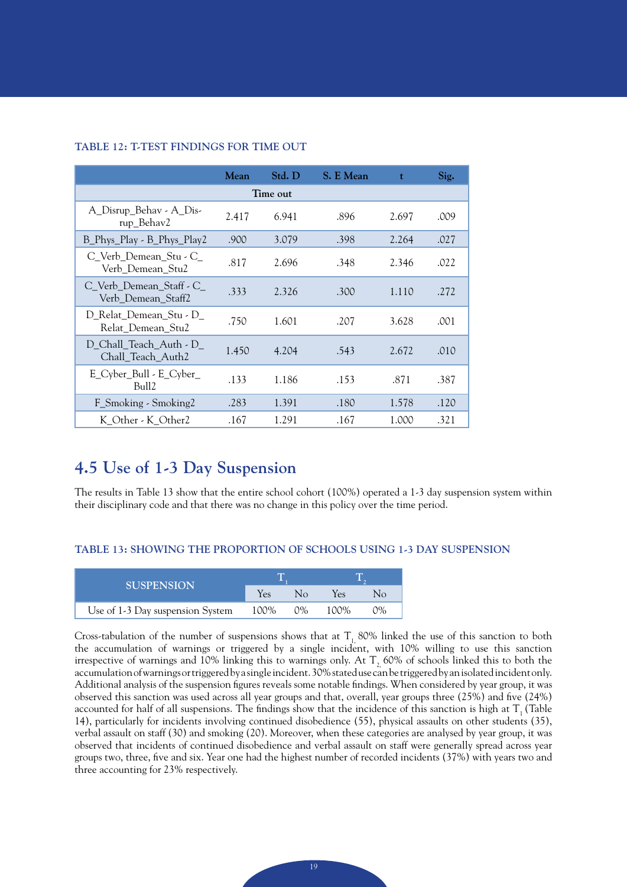#### TABLE 12: T-TEST FINDINGS FOR TIME OUT

| | Mean | Std. D | S. E Mean | t | Sig. |
|---|---|---|---|---|---|
| **Time out** | | | | | |
| A_Disrup_Behav - A_Disrup_Behav2 | 2.417 | 6.941 | .896 | 2.697 | .009 |
| B_Phys_Play - B_Phys_Play2 | .900 | 3.079 | .398 | 2.264 | .027 |
| C_Verb_Demean_Stu - C_Verb_Demean_Stu2 | .817 | 2.696 | .348 | 2.346 | .022 |
| C_Verb_Demean_Staff - C_Verb_Demean_Staff2 | .333 | 2.326 | .300 | 1.110 | .272 |
| D_Relat_Demean_Stu - D_Relat_Demean_Stu2 | .750 | 1.601 | .207 | 3.628 | .001 |
| D_Chall_Teach_Auth - D_Chall_Teach_Auth2 | 1.450 | 4.204 | .543 | 2.672 | .010 |
| E_Cyber_Bull - E_Cyber_Bull2 | .133 | 1.186 | .153 | .871 | .387 |
| F_Smoking - Smoking2 | .283 | 1.391 | .180 | 1.578 | .120 |
| K_Other - K_Other2 | .167 | 1.291 | .167 | 1.000 | .321 |

## 4.5 Use of 1-3 Day Suspension

The results in Table 13 show that the entire school cohort (100%) operated a 1-3 day suspension system within their disciplinary code and that there was no change in this policy over the time period.

#### TABLE 13: SHOWING THE PROPORTION OF SCHOOLS USING 1-3 DAY SUSPENSION

| SUSPENSION | $T_1$ | | $T_2$ | |
|---|---|---|---|---|
| | Yes | No | Yes | No |
| Use of 1-3 Day suspension System | 100% | 0% | 100% | 0% |

Cross-tabulation of the number of suspensions shows that at $T_1$, 80% linked the use of this sanction to both the accumulation of warnings or triggered by a single incident, with 10% willing to use this sanction irrespective of warnings and 10% linking this to warnings only. At $T_2$, 60% of schools linked this to both the accumulation of warnings or triggered by a single incident. 30% stated use can be triggered by an isolated incident only. Additional analysis of the suspension figures reveals some notable findings. When considered by year group, it was observed this sanction was used across all year groups and that, overall, year groups three (25%) and five (24%) accounted for half of all suspensions. The findings show that the incidence of this sanction is high at $T_1$ (Table 14), particularly for incidents involving continued disobedience (55), physical assaults on other students (35), verbal assault on staff (30) and smoking (20). Moreover, when these categories are analysed by year group, it was observed that incidents of continued disobedience and verbal assault on staff were generally spread across year groups two, three, five and six. Year one had the highest number of recorded incidents (37%) with years two and three accounting for 23% respectively.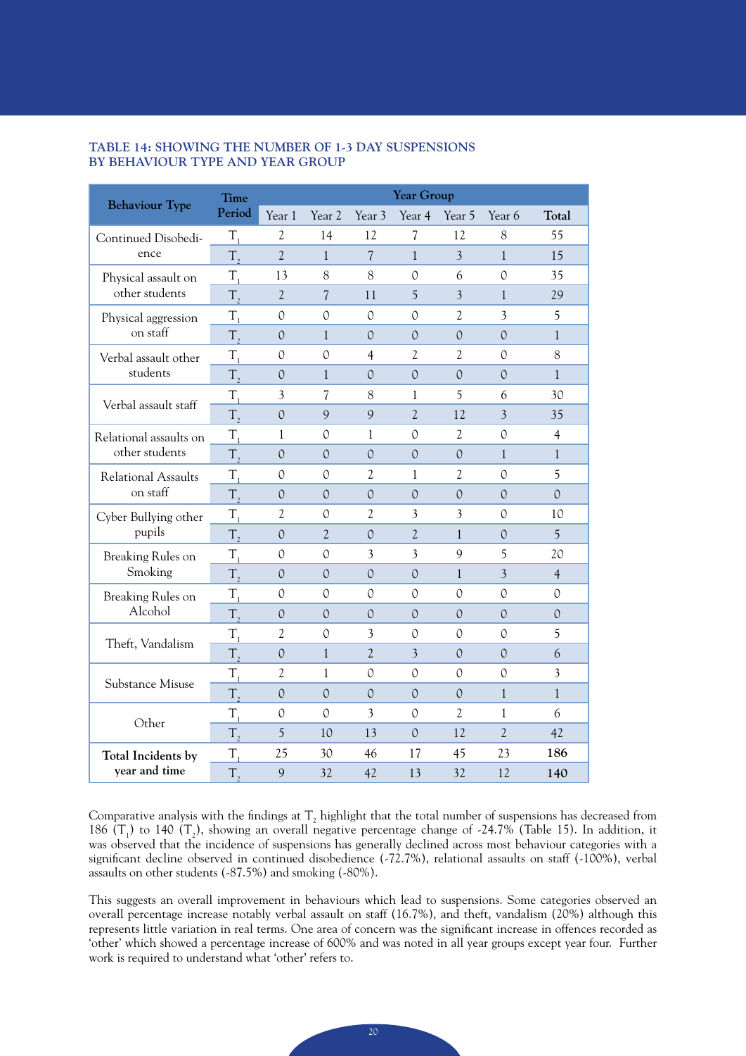**TABLE 14: SHOWING THE NUMBER OF 1-3 DAY SUSPENSIONS BY BEHAVIOUR TYPE AND YEAR GROUP**

| Behaviour Type | Time Period | Year Group | | | | | | |
|---|---|---|---|---|---|---|---|---|
| | | Year 1 | Year 2 | Year 3 | Year 4 | Year 5 | Year 6 | Total |
| Continued Disobedience | $T_1$ | 2 | 14 | 12 | 7 | 12 | 8 | 55 |
| | $T_2$ | 2 | 1 | 7 | 1 | 3 | 1 | 15 |
| Physical assault on other students | $T_1$ | 13 | 8 | 8 | 0 | 6 | 0 | 35 |
| | $T_2$ | 2 | 7 | 11 | 5 | 3 | 1 | 29 |
| Physical aggression on staff | $T_1$ | 0 | 0 | 0 | 0 | 2 | 3 | 5 |
| | $T_2$ | 0 | 1 | 0 | 0 | 0 | 0 | 1 |
| Verbal assault other students | $T_1$ | 0 | 0 | 4 | 2 | 2 | 0 | 8 |
| | $T_2$ | 0 | 1 | 0 | 0 | 0 | 0 | 1 |
| Verbal assault staff | $T_1$ | 3 | 7 | 8 | 1 | 5 | 6 | 30 |
| | $T_2$ | 0 | 9 | 9 | 2 | 12 | 3 | 35 |
| Relational assaults on other students | $T_1$ | 1 | 0 | 1 | 0 | 2 | 0 | 4 |
| | $T_2$ | 0 | 0 | 0 | 0 | 0 | 1 | 1 |
| Relational Assaults on staff | $T_1$ | 0 | 0 | 2 | 1 | 2 | 0 | 5 |
| | $T_2$ | 0 | 0 | 0 | 0 | 0 | 0 | 0 |
| Cyber Bullying other pupils | $T_1$ | 2 | 0 | 2 | 3 | 3 | 0 | 10 |
| | $T_2$ | 0 | 2 | 0 | 2 | 1 | 0 | 5 |
| Breaking Rules on Smoking | $T_1$ | 0 | 0 | 3 | 3 | 9 | 5 | 20 |
| | $T_2$ | 0 | 0 | 0 | 0 | 1 | 3 | 4 |
| Breaking Rules on Alcohol | $T_1$ | 0 | 0 | 0 | 0 | 0 | 0 | 0 |
| | $T_2$ | 0 | 0 | 0 | 0 | 0 | 0 | 0 |
| Theft, Vandalism | $T_1$ | 2 | 0 | 3 | 0 | 0 | 0 | 5 |
| | $T_2$ | 0 | 1 | 2 | 3 | 0 | 0 | 6 |
| Substance Misuse | $T_1$ | 2 | 1 | 0 | 0 | 0 | 0 | 3 |
| | $T_2$ | 0 | 0 | 0 | 0 | 0 | 1 | 1 |
| Other | $T_1$ | 0 | 0 | 3 | 0 | 2 | 1 | 6 |
| | $T_2$ | 5 | 10 | 13 | 0 | 12 | 2 | 42 |
| **Total Incidents by year and time** | $T_1$ | 25 | 30 | 46 | 17 | 45 | 23 | **186** |
| | $T_2$ | 9 | 32 | 42 | 13 | 32 | 12 | **140** |

Comparative analysis with the findings at $T_2$ highlight that the total number of suspensions has decreased from 186 ($T_1$) to 140 ($T_2$), showing an overall negative percentage change of -24.7% (Table 15). In addition, it was observed that the incidence of suspensions has generally declined across most behaviour categories with a significant decline observed in continued disobedience (-72.7%), relational assaults on staff (-100%), verbal assaults on other students (-87.5%) and smoking (-80%).

This suggests an overall improvement in behaviours which lead to suspensions. Some categories observed an overall percentage increase notably verbal assault on staff (16.7%), and theft, vandalism (20%) although this represents little variation in real terms. One area of concern was the significant increase in offences recorded as 'other' which showed a percentage increase of 600% and was noted in all year groups except year four. Further work is required to understand what 'other' refers to.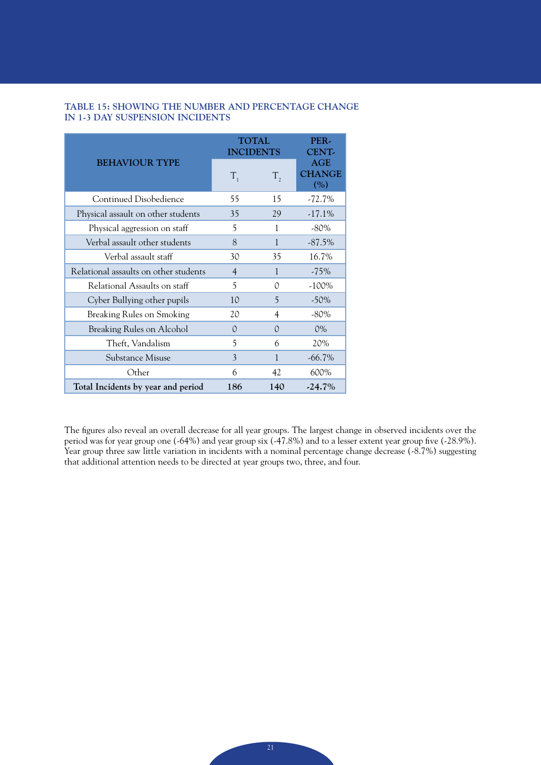**TABLE 15: SHOWING THE NUMBER AND PERCENTAGE CHANGE IN 1-3 DAY SUSPENSION INCIDENTS**

| BEHAVIOUR TYPE | TOTAL INCIDENTS | | PERCENTAGE CHANGE (%) |
|---|---|---|---|
| | $T_1$ | $T_2$ | |
| Continued Disobedience | 55 | 15 | -72.7% |
| Physical assault on other students | 35 | 29 | -17.1% |
| Physical aggression on staff | 5 | 1 | -80% |
| Verbal assault other students | 8 | 1 | -87.5% |
| Verbal assault staff | 30 | 35 | 16.7% |
| Relational assaults on other students | 4 | 1 | -75% |
| Relational Assaults on staff | 5 | 0 | -100% |
| Cyber Bullying other pupils | 10 | 5 | -50% |
| Breaking Rules on Smoking | 20 | 4 | -80% |
| Breaking Rules on Alcohol | 0 | 0 | 0% |
| Theft, Vandalism | 5 | 6 | 20% |
| Substance Misuse | 3 | 1 | -66.7% |
| Other | 6 | 42 | 600% |
| **Total Incidents by year and period** | **186** | **140** | **-24.7%** |

The figures also reveal an overall decrease for all year groups. The largest change in observed incidents over the period was for year group one (-64%) and year group six (-47.8%) and to a lesser extent year group five (-28.9%). Year group three saw little variation in incidents with a nominal percentage change decrease (-8.7%) suggesting that additional attention needs to be directed at year groups two, three, and four.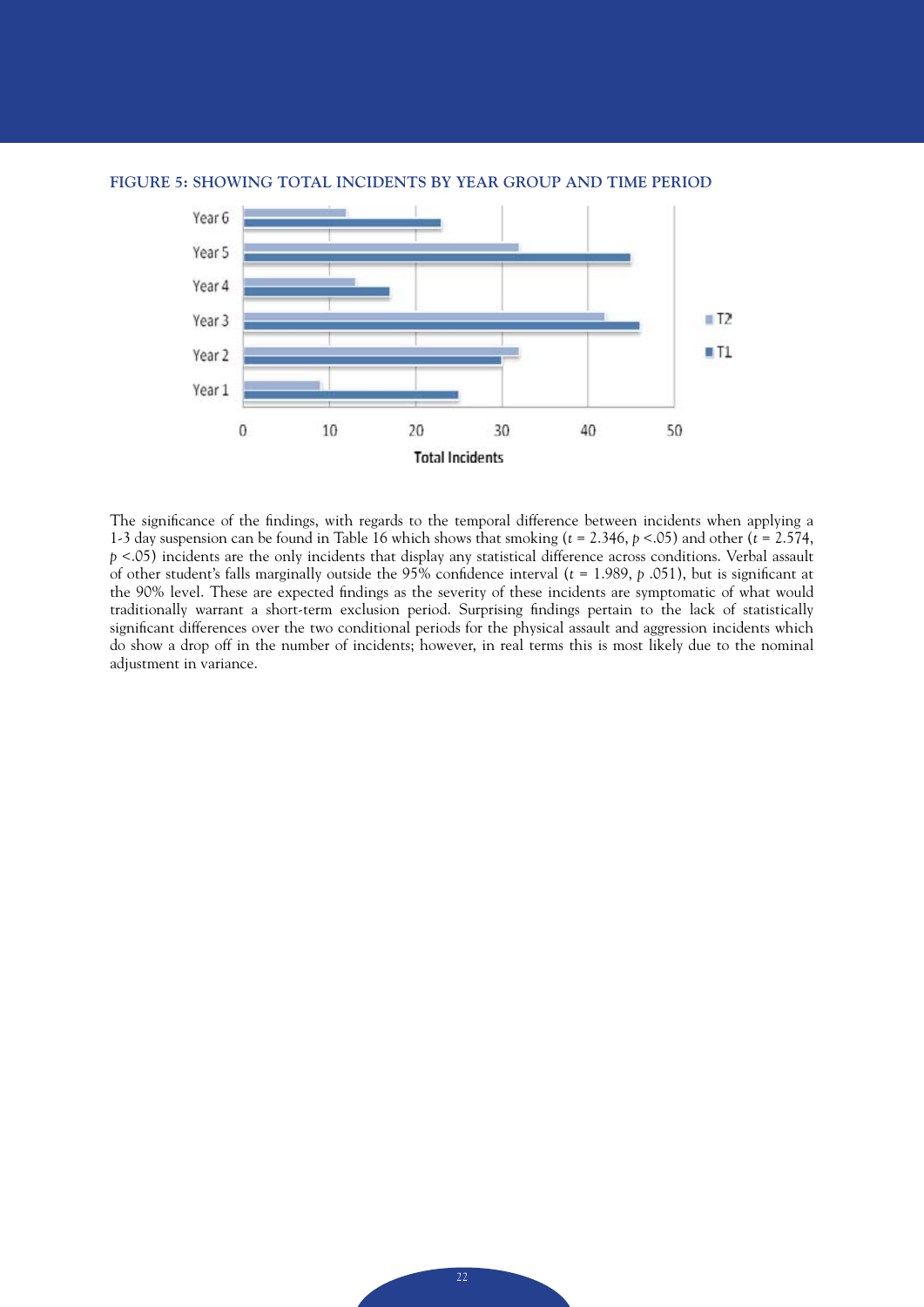**FIGURE 5: SHOWING TOTAL INCIDENTS BY YEAR GROUP AND TIME PERIOD**

The significance of the findings, with regards to the temporal difference between incidents when applying a 1-3 day suspension can be found in Table 16 which shows that smoking ($t$ = 2.346, $p$ <.05) and other ($t$ = 2.574, $p$ <.05) incidents are the only incidents that display any statistical difference across conditions. Verbal assault of other student's falls marginally outside the 95% confidence interval ($t$ = 1.989, $p$ .051), but is significant at the 90% level. These are expected findings as the severity of these incidents are symptomatic of what would traditionally warrant a short-term exclusion period. Surprising findings pertain to the lack of statistically significant differences over the two conditional periods for the physical assault and aggression incidents which do show a drop off in the number of incidents; however, in real terms this is most likely due to the nominal adjustment in variance.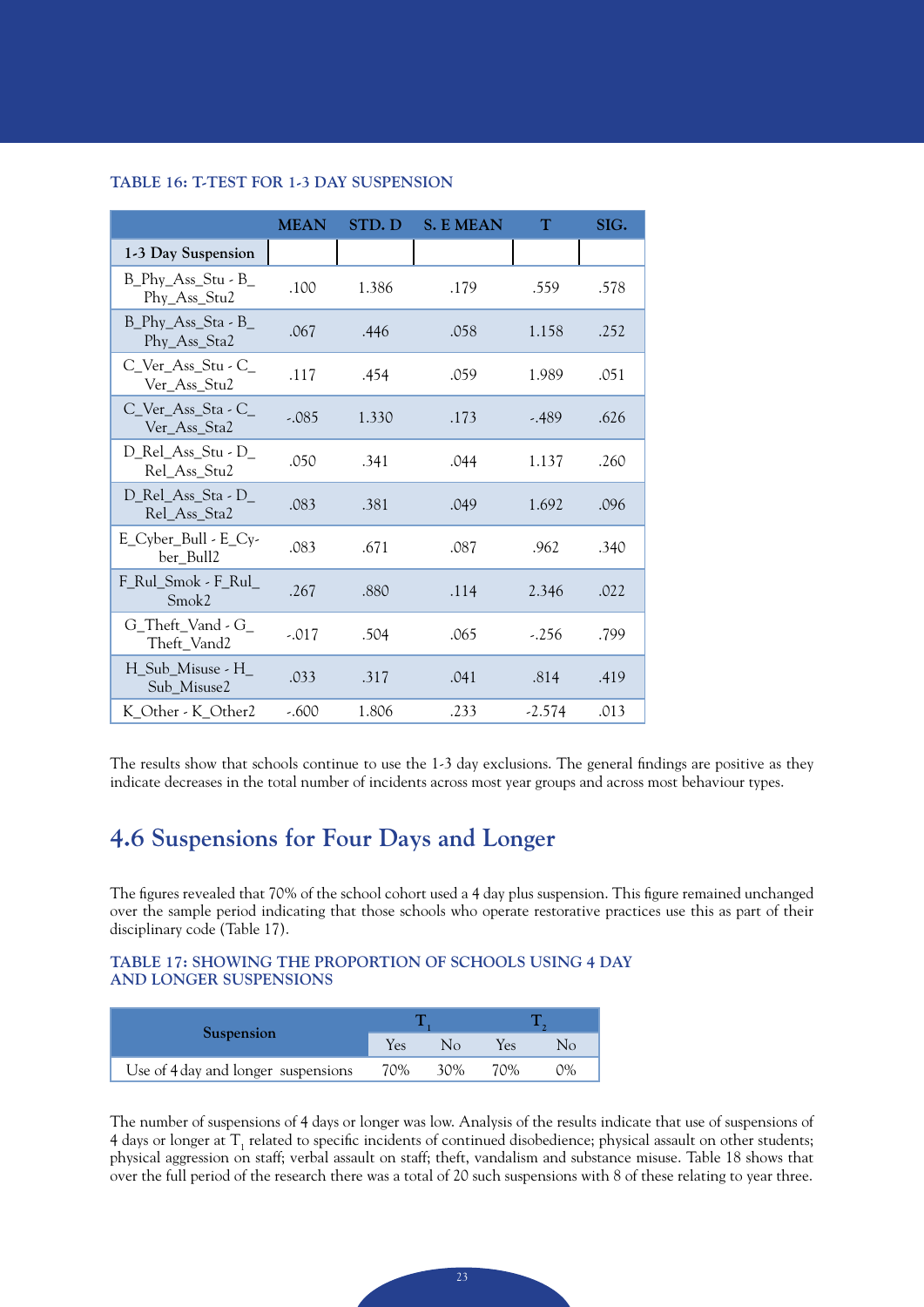**TABLE 16: T-TEST FOR 1-3 DAY SUSPENSION**

| | MEAN | STD. D | S. E MEAN | T | SIG. |
|---|---|---|---|---|---|
| **1-3 Day Suspension** | | | | | |
| B_Phy_Ass_Stu - B_Phy_Ass_Stu2 | .100 | 1.386 | .179 | .559 | .578 |
| B_Phy_Ass_Sta - B_Phy_Ass_Sta2 | .067 | .446 | .058 | 1.158 | .252 |
| C_Ver_Ass_Stu - C_Ver_Ass_Stu2 | .117 | .454 | .059 | 1.989 | .051 |
| C_Ver_Ass_Sta - C_Ver_Ass_Sta2 | -.085 | 1.330 | .173 | -.489 | .626 |
| D_Rel_Ass_Stu - D_Rel_Ass_Stu2 | .050 | .341 | .044 | 1.137 | .260 |
| D_Rel_Ass_Sta - D_Rel_Ass_Sta2 | .083 | .381 | .049 | 1.692 | .096 |
| E_Cyber_Bull - E_Cyber_Bull2 | .083 | .671 | .087 | .962 | .340 |
| F_Rul_Smok - F_Rul_Smok2 | .267 | .880 | .114 | 2.346 | .022 |
| G_Theft_Vand - G_Theft_Vand2 | -.017 | .504 | .065 | -.256 | .799 |
| H_Sub_Misuse - H_Sub_Misuse2 | .033 | .317 | .041 | .814 | .419 |
| K_Other - K_Other2 | -.600 | 1.806 | .233 | -2.574 | .013 |

The results show that schools continue to use the 1-3 day exclusions. The general findings are positive as they indicate decreases in the total number of incidents across most year groups and across most behaviour types.

## 4.6 Suspensions for Four Days and Longer

The figures revealed that 70% of the school cohort used a 4 day plus suspension. This figure remained unchanged over the sample period indicating that those schools who operate restorative practices use this as part of their disciplinary code (Table 17).

**TABLE 17: SHOWING THE PROPORTION OF SCHOOLS USING 4 DAY AND LONGER SUSPENSIONS**

| Suspension | $T_1$ | | $T_2$ | |
|---|---|---|---|---|
| | Yes | No | Yes | No |
| Use of 4 day and longer suspensions | 70% | 30% | 70% | 0% |

The number of suspensions of 4 days or longer was low. Analysis of the results indicate that use of suspensions of 4 days or longer at $T_1$ related to specific incidents of continued disobedience; physical assault on other students; physical aggression on staff; verbal assault on staff; theft, vandalism and substance misuse. Table 18 shows that over the full period of the research there was a total of 20 such suspensions with 8 of these relating to year three.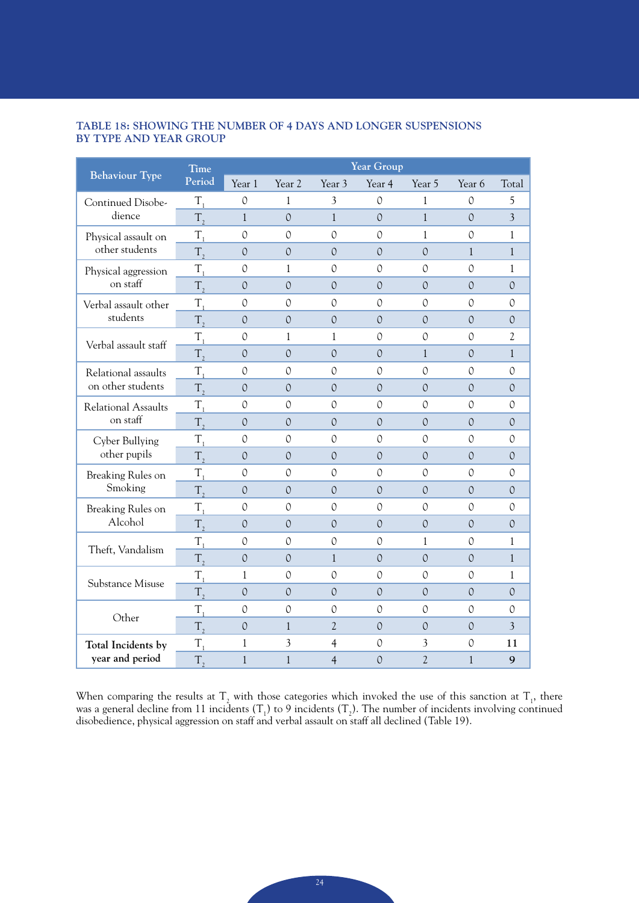**TABLE 18: SHOWING THE NUMBER OF 4 DAYS AND LONGER SUSPENSIONS BY TYPE AND YEAR GROUP**

| Behaviour Type | Time Period | Year Group | | | | | | |
|---|---|---|---|---|---|---|---|---|
| | | Year 1 | Year 2 | Year 3 | Year 4 | Year 5 | Year 6 | Total |
| Continued Disobedience | $T_1$ | 0 | 1 | 3 | 0 | 1 | 0 | 5 |
| | $T_2$ | 1 | 0 | 1 | 0 | 1 | 0 | 3 |
| Physical assault on other students | $T_1$ | 0 | 0 | 0 | 0 | 1 | 0 | 1 |
| | $T_2$ | 0 | 0 | 0 | 0 | 0 | 1 | 1 |
| Physical aggression on staff | $T_1$ | 0 | 1 | 0 | 0 | 0 | 0 | 1 |
| | $T_2$ | 0 | 0 | 0 | 0 | 0 | 0 | 0 |
| Verbal assault other students | $T_1$ | 0 | 0 | 0 | 0 | 0 | 0 | 0 |
| | $T_2$ | 0 | 0 | 0 | 0 | 0 | 0 | 0 |
| Verbal assault staff | $T_1$ | 0 | 1 | 1 | 0 | 0 | 0 | 2 |
| | $T_2$ | 0 | 0 | 0 | 0 | 1 | 0 | 1 |
| Relational assaults on other students | $T_1$ | 0 | 0 | 0 | 0 | 0 | 0 | 0 |
| | $T_2$ | 0 | 0 | 0 | 0 | 0 | 0 | 0 |
| Relational Assaults on staff | $T_1$ | 0 | 0 | 0 | 0 | 0 | 0 | 0 |
| | $T_2$ | 0 | 0 | 0 | 0 | 0 | 0 | 0 |
| Cyber Bullying other pupils | $T_1$ | 0 | 0 | 0 | 0 | 0 | 0 | 0 |
| | $T_2$ | 0 | 0 | 0 | 0 | 0 | 0 | 0 |
| Breaking Rules on Smoking | $T_1$ | 0 | 0 | 0 | 0 | 0 | 0 | 0 |
| | $T_2$ | 0 | 0 | 0 | 0 | 0 | 0 | 0 |
| Breaking Rules on Alcohol | $T_1$ | 0 | 0 | 0 | 0 | 0 | 0 | 0 |
| | $T_2$ | 0 | 0 | 0 | 0 | 0 | 0 | 0 |
| Theft, Vandalism | $T_1$ | 0 | 0 | 0 | 0 | 1 | 0 | 1 |
| | $T_2$ | 0 | 0 | 1 | 0 | 0 | 0 | 1 |
| Substance Misuse | $T_1$ | 1 | 0 | 0 | 0 | 0 | 0 | 1 |
| | $T_2$ | 0 | 0 | 0 | 0 | 0 | 0 | 0 |
| Other | $T_1$ | 0 | 0 | 0 | 0 | 0 | 0 | 0 |
| | $T_2$ | 0 | 1 | 2 | 0 | 0 | 0 | 3 |
| **Total Incidents by year and period** | $T_1$ | 1 | 3 | 4 | 0 | 3 | 0 | **11** |
| | $T_2$ | 1 | 1 | 4 | 0 | 2 | 1 | **9** |

When comparing the results at $T_2$ with those categories which invoked the use of this sanction at $T_1$, there was a general decline from 11 incidents ($T_1$) to 9 incidents ($T_2$). The number of incidents involving continued disobedience, physical aggression on staff and verbal assault on staff all declined (Table 19).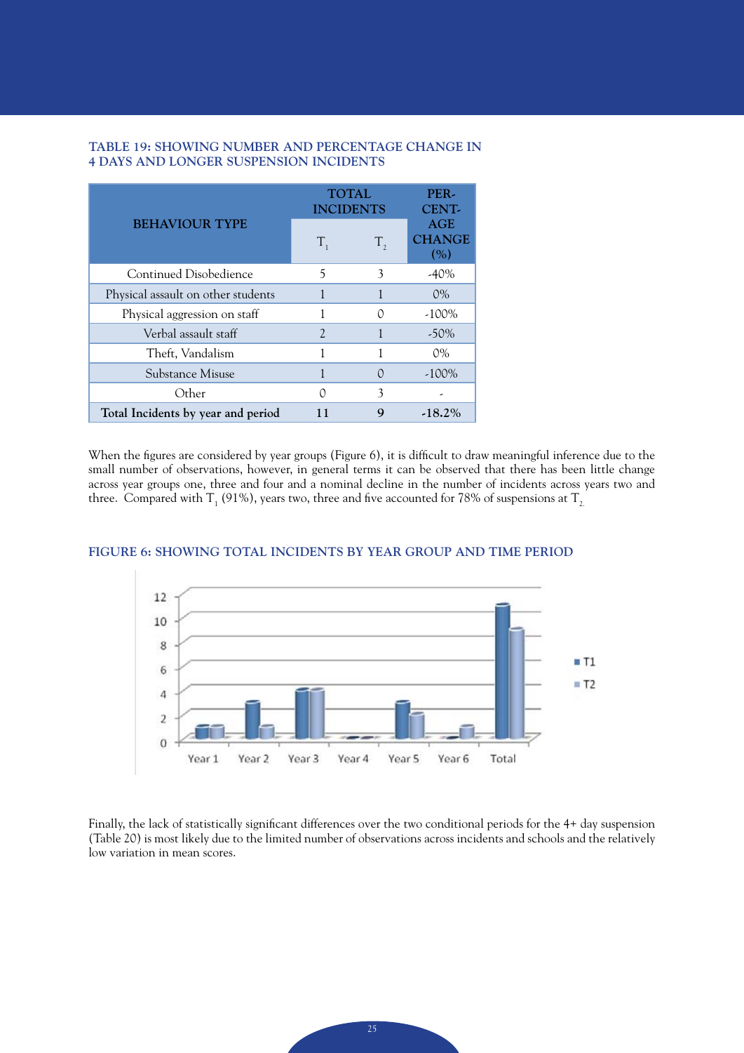### TABLE 19: SHOWING NUMBER AND PERCENTAGE CHANGE IN 4 DAYS AND LONGER SUSPENSION INCIDENTS

| BEHAVIOUR TYPE | TOTAL INCIDENTS | | PERCENTAGE CHANGE (%) |
|---|---|---|---|
| | $T_1$ | $T_2$ | |
| Continued Disobedience | 5 | 3 | -40% |
| Physical assault on other students | 1 | 1 | 0% |
| Physical aggression on staff | 1 | 0 | -100% |
| Verbal assault staff | 2 | 1 | -50% |
| Theft, Vandalism | 1 | 1 | 0% |
| Substance Misuse | 1 | 0 | -100% |
| Other | 0 | 3 | - |
| **Total Incidents by year and period** | **11** | **9** | **-18.2%** |

When the figures are considered by year groups (Figure 6), it is difficult to draw meaningful inference due to the small number of observations, however, in general terms it can be observed that there has been little change across year groups one, three and four and a nominal decline in the number of incidents across years two and three. Compared with $T_1$ (91%), years two, three and five accounted for 78% of suspensions at $T_2$.

### FIGURE 6: SHOWING TOTAL INCIDENTS BY YEAR GROUP AND TIME PERIOD

Finally, the lack of statistically significant differences over the two conditional periods for the 4+ day suspension (Table 20) is most likely due to the limited number of observations across incidents and schools and the relatively low variation in mean scores.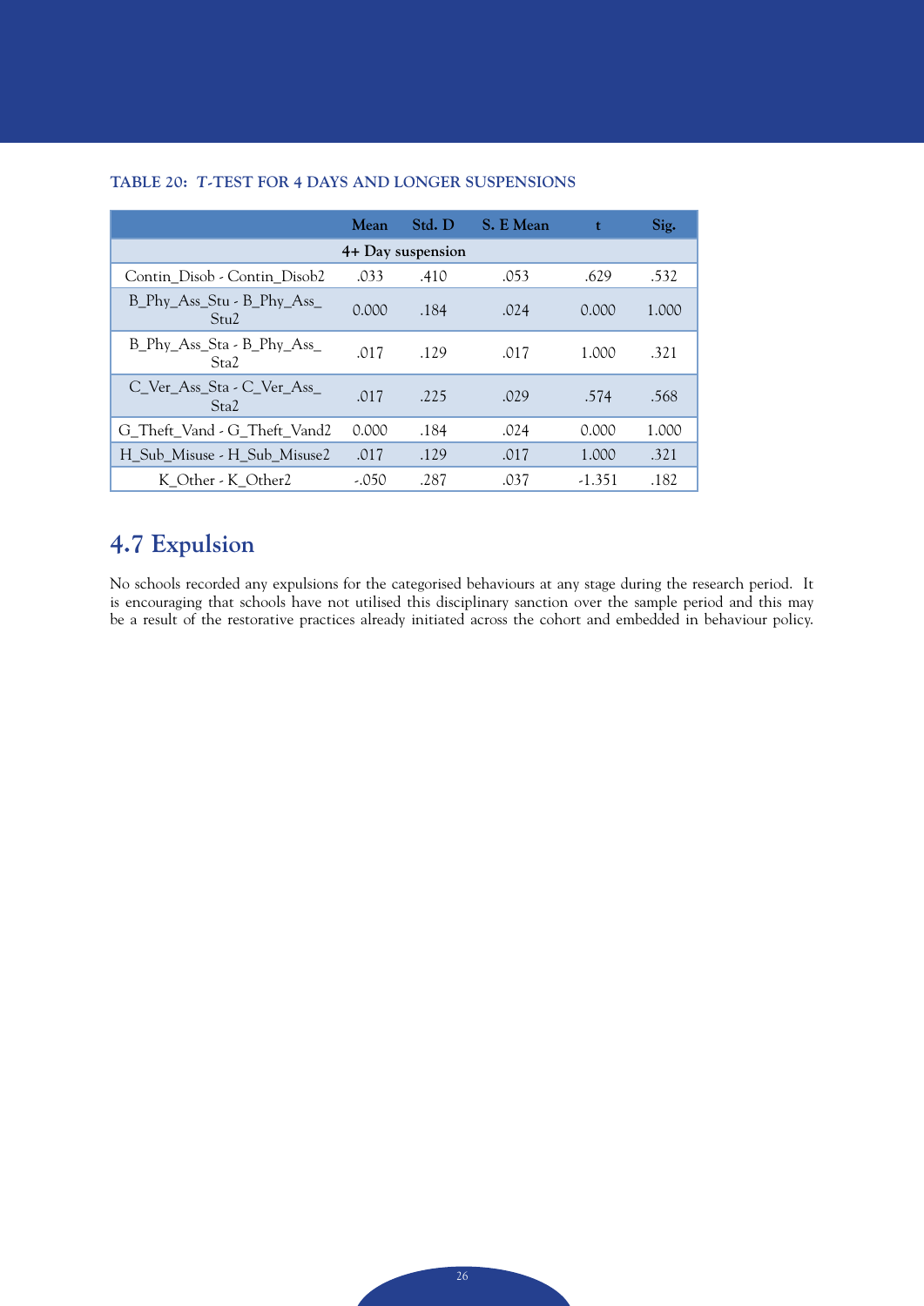**TABLE 20: *T*-TEST FOR 4 DAYS AND LONGER SUSPENSIONS**

| | Mean | Std. D | S. E Mean | t | Sig. |
|---|---|---|---|---|---|
| **4+ Day suspension** | | | | | |
| Contin_Disob - Contin_Disob2 | .033 | .410 | .053 | .629 | .532 |
| B_Phy_Ass_Stu - B_Phy_Ass_Stu2 | 0.000 | .184 | .024 | 0.000 | 1.000 |
| B_Phy_Ass_Sta - B_Phy_Ass_Sta2 | .017 | .129 | .017 | 1.000 | .321 |
| C_Ver_Ass_Sta - C_Ver_Ass_Sta2 | .017 | .225 | .029 | .574 | .568 |
| G_Theft_Vand - G_Theft_Vand2 | 0.000 | .184 | .024 | 0.000 | 1.000 |
| H_Sub_Misuse - H_Sub_Misuse2 | .017 | .129 | .017 | 1.000 | .321 |
| K_Other - K_Other2 | -.050 | .287 | .037 | -1.351 | .182 |

## 4.7 Expulsion

No schools recorded any expulsions for the categorised behaviours at any stage during the research period. It is encouraging that schools have not utilised this disciplinary sanction over the sample period and this may be a result of the restorative practices already initiated across the cohort and embedded in behaviour policy.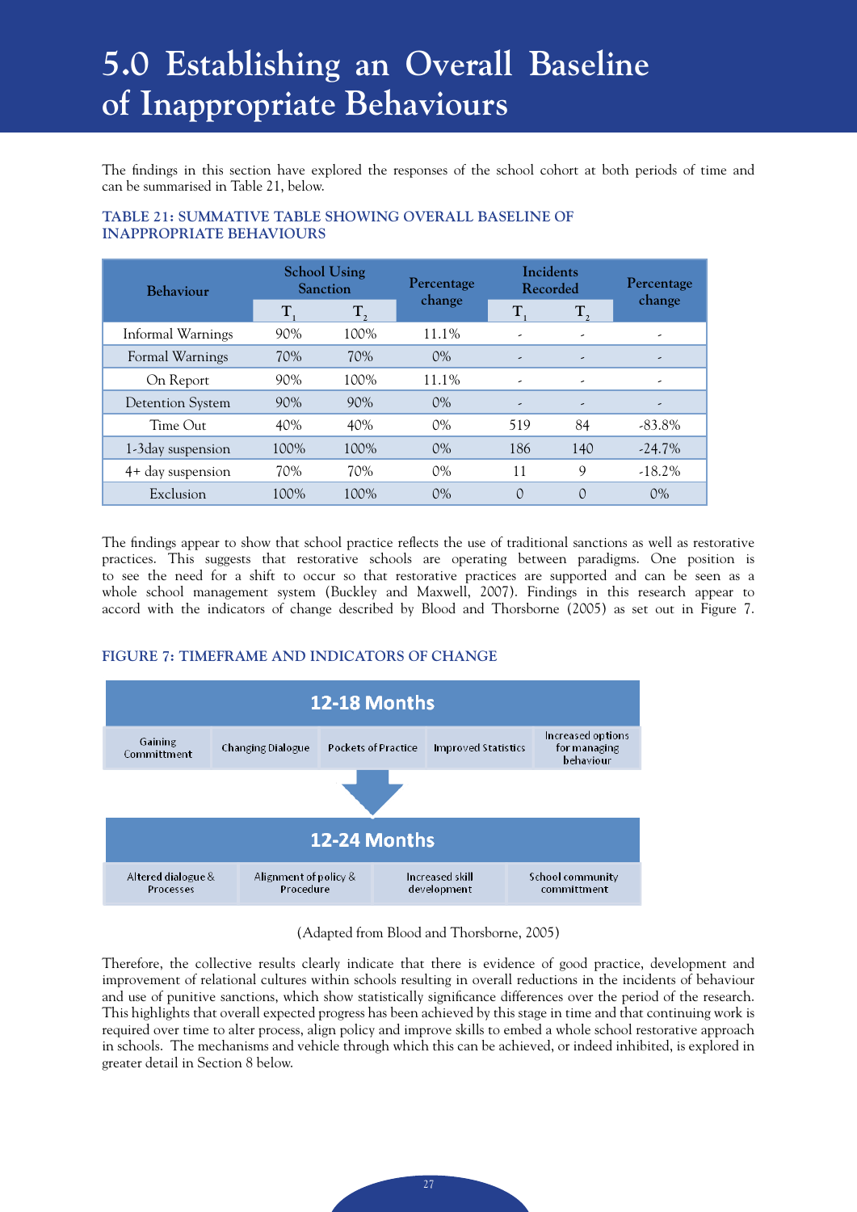# 5.0 Establishing an Overall Baseline of Inappropriate Behaviours

The findings in this section have explored the responses of the school cohort at both periods of time and can be summarised in Table 21, below.

**TABLE 21: SUMMATIVE TABLE SHOWING OVERALL BASELINE OF INAPPROPRIATE BEHAVIOURS**

| Behaviour | School Using Sanction | | Percentage change | Incidents Recorded | | Percentage change |
|---|---|---|---|---|---|---|
| | $T_1$ | $T_2$ | | $T_1$ | $T_2$ | |
| Informal Warnings | 90% | 100% | 11.1% | - | - | - |
| Formal Warnings | 70% | 70% | 0% | - | - | - |
| On Report | 90% | 100% | 11.1% | - | - | - |
| Detention System | 90% | 90% | 0% | - | - | - |
| Time Out | 40% | 40% | 0% | 519 | 84 | -83.8% |
| 1-3day suspension | 100% | 100% | 0% | 186 | 140 | -24.7% |
| 4+ day suspension | 70% | 70% | 0% | 11 | 9 | -18.2% |
| Exclusion | 100% | 100% | 0% | 0 | 0 | 0% |

The findings appear to show that school practice reflects the use of traditional sanctions as well as restorative practices. This suggests that restorative schools are operating between paradigms. One position is to see the need for a shift to occur so that restorative practices are supported and can be seen as a whole school management system (Buckley and Maxwell, 2007). Findings in this research appear to accord with the indicators of change described by Blood and Thorsborne (2005) as set out in Figure 7.

**FIGURE 7: TIMEFRAME AND INDICATORS OF CHANGE**

**12-18 Months**

| Gaining Committment | Changing Dialogue | Pockets of Practice | Improved Statistics | Increased options for managing behaviour |
|---|---|---|---|---|

↓

**12-24 Months**

| Altered dialogue & Processes | Alignment of policy & Procedure | Increased skill development | School community committment |
|---|---|---|---|

(Adapted from Blood and Thorsborne, 2005)

Therefore, the collective results clearly indicate that there is evidence of good practice, development and improvement of relational cultures within schools resulting in overall reductions in the incidents of behaviour and use of punitive sanctions, which show statistically significance differences over the period of the research. This highlights that overall expected progress has been achieved by this stage in time and that continuing work is required over time to alter process, align policy and improve skills to embed a whole school restorative approach in schools. The mechanisms and vehicle through which this can be achieved, or indeed inhibited, is explored in greater detail in Section 8 below.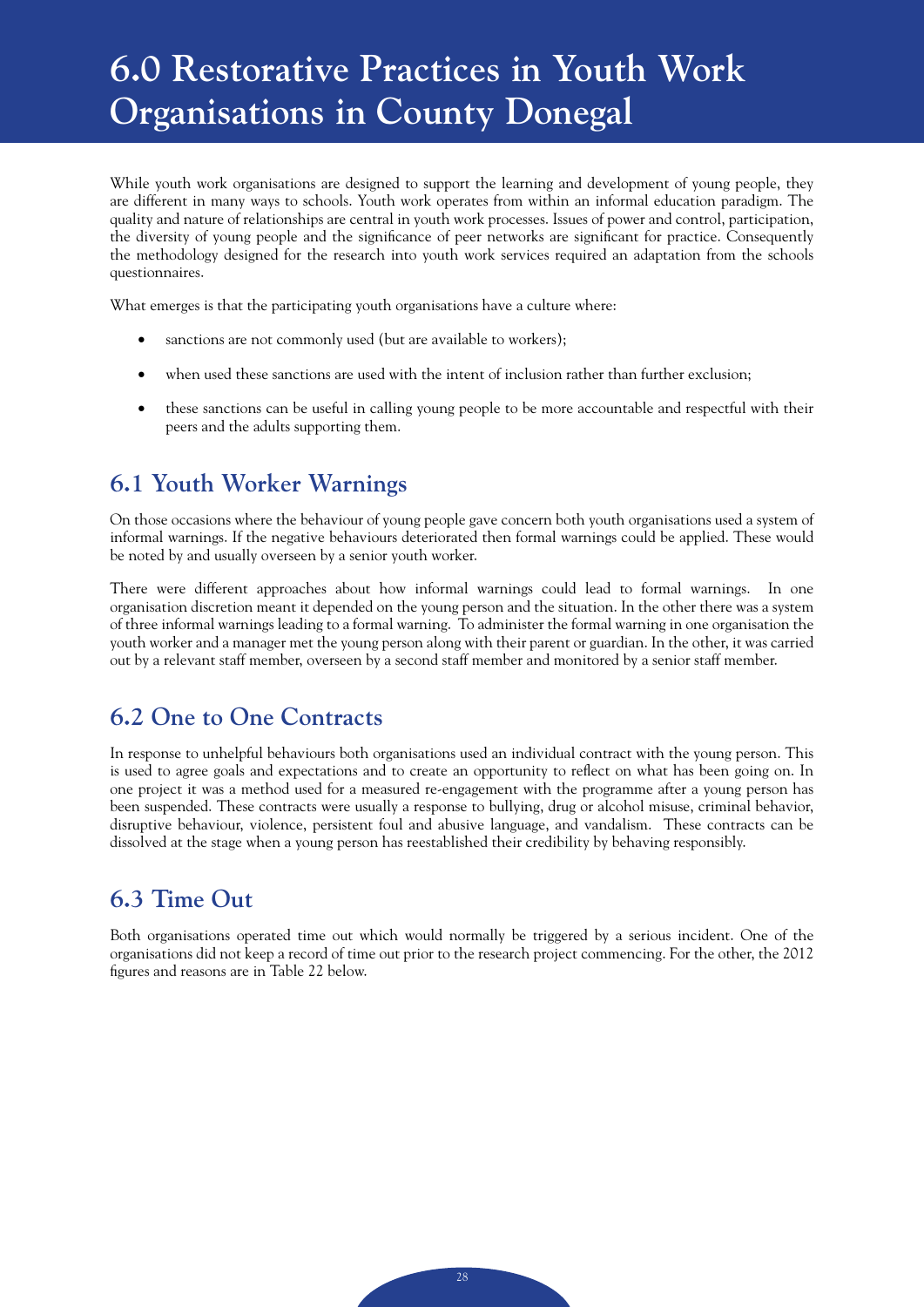# 6.0 Restorative Practices in Youth Work Organisations in County Donegal

While youth work organisations are designed to support the learning and development of young people, they are different in many ways to schools. Youth work operates from within an informal education paradigm. The quality and nature of relationships are central in youth work processes. Issues of power and control, participation, the diversity of young people and the significance of peer networks are significant for practice. Consequently the methodology designed for the research into youth work services required an adaptation from the schools questionnaires.

What emerges is that the participating youth organisations have a culture where:

- sanctions are not commonly used (but are available to workers);
- when used these sanctions are used with the intent of inclusion rather than further exclusion;
- these sanctions can be useful in calling young people to be more accountable and respectful with their peers and the adults supporting them.

## 6.1 Youth Worker Warnings

On those occasions where the behaviour of young people gave concern both youth organisations used a system of informal warnings. If the negative behaviours deteriorated then formal warnings could be applied. These would be noted by and usually overseen by a senior youth worker.

There were different approaches about how informal warnings could lead to formal warnings. In one organisation discretion meant it depended on the young person and the situation. In the other there was a system of three informal warnings leading to a formal warning. To administer the formal warning in one organisation the youth worker and a manager met the young person along with their parent or guardian. In the other, it was carried out by a relevant staff member, overseen by a second staff member and monitored by a senior staff member.

## 6.2 One to One Contracts

In response to unhelpful behaviours both organisations used an individual contract with the young person. This is used to agree goals and expectations and to create an opportunity to reflect on what has been going on. In one project it was a method used for a measured re-engagement with the programme after a young person has been suspended. These contracts were usually a response to bullying, drug or alcohol misuse, criminal behavior, disruptive behaviour, violence, persistent foul and abusive language, and vandalism. These contracts can be dissolved at the stage when a young person has reestablished their credibility by behaving responsibly.

## 6.3 Time Out

Both organisations operated time out which would normally be triggered by a serious incident. One of the organisations did not keep a record of time out prior to the research project commencing. For the other, the 2012 figures and reasons are in Table 22 below.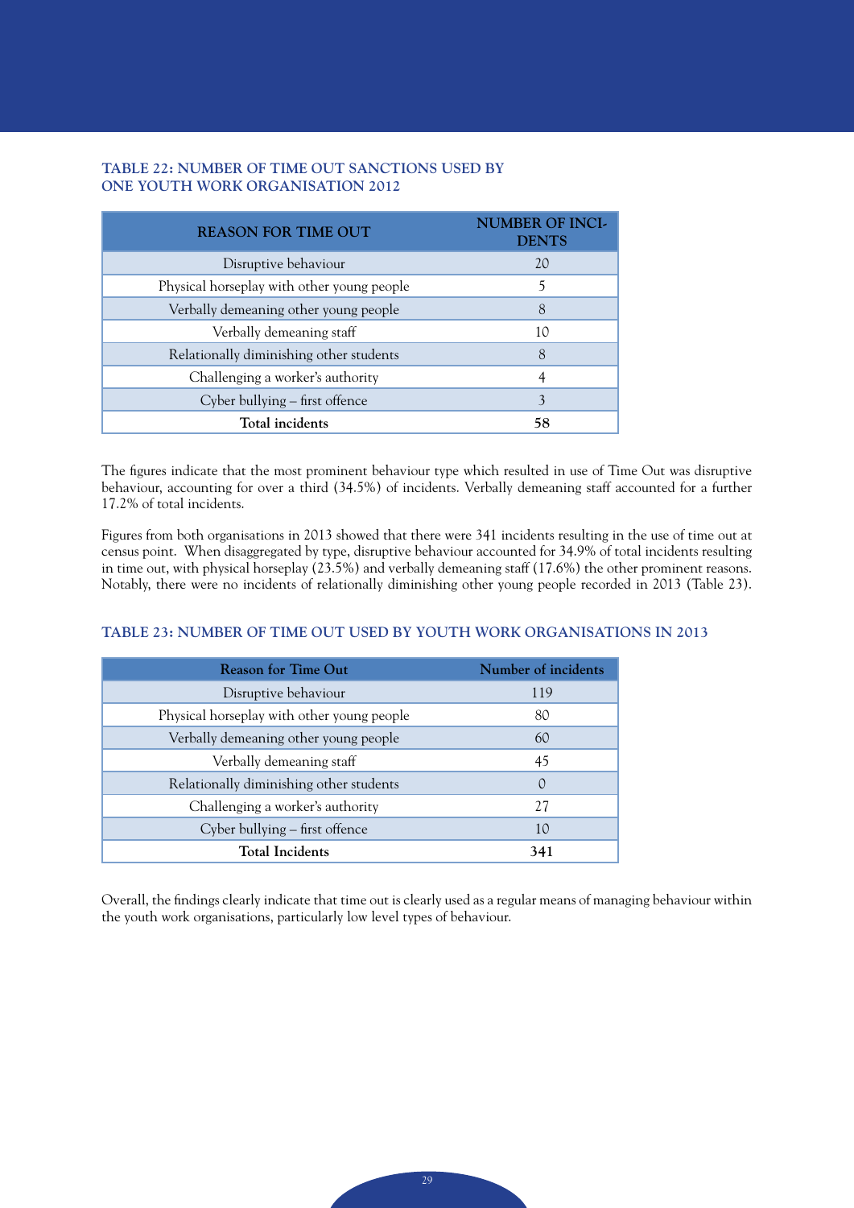**TABLE 22: NUMBER OF TIME OUT SANCTIONS USED BY ONE YOUTH WORK ORGANISATION 2012**

| REASON FOR TIME OUT | NUMBER OF INCI-DENTS |
|---|---|
| Disruptive behaviour | 20 |
| Physical horseplay with other young people | 5 |
| Verbally demeaning other young people | 8 |
| Verbally demeaning staff | 10 |
| Relationally diminishing other students | 8 |
| Challenging a worker's authority | 4 |
| Cyber bullying – first offence | 3 |
| **Total incidents** | **58** |

The figures indicate that the most prominent behaviour type which resulted in use of Time Out was disruptive behaviour, accounting for over a third (34.5%) of incidents. Verbally demeaning staff accounted for a further 17.2% of total incidents.

Figures from both organisations in 2013 showed that there were 341 incidents resulting in the use of time out at census point. When disaggregated by type, disruptive behaviour accounted for 34.9% of total incidents resulting in time out, with physical horseplay (23.5%) and verbally demeaning staff (17.6%) the other prominent reasons. Notably, there were no incidents of relationally diminishing other young people recorded in 2013 (Table 23).

**TABLE 23: NUMBER OF TIME OUT USED BY YOUTH WORK ORGANISATIONS IN 2013**

| Reason for Time Out | Number of incidents |
|---|---|
| Disruptive behaviour | 119 |
| Physical horseplay with other young people | 80 |
| Verbally demeaning other young people | 60 |
| Verbally demeaning staff | 45 |
| Relationally diminishing other students | 0 |
| Challenging a worker's authority | 27 |
| Cyber bullying – first offence | 10 |
| **Total Incidents** | **341** |

Overall, the findings clearly indicate that time out is clearly used as a regular means of managing behaviour within the youth work organisations, particularly low level types of behaviour.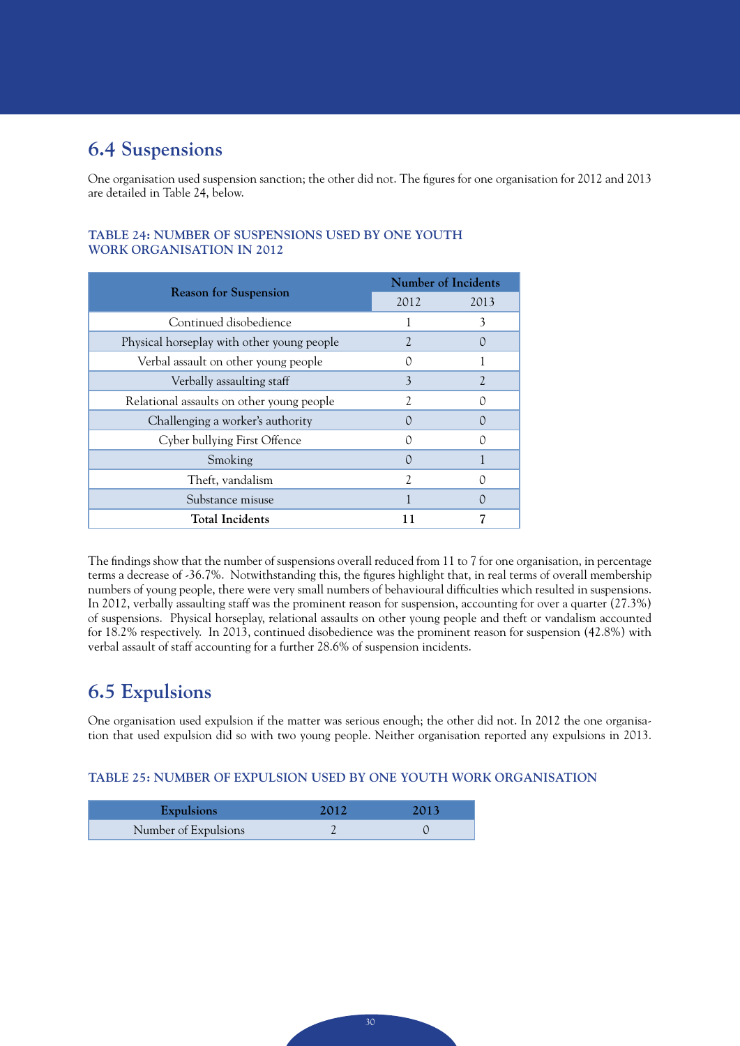## 6.4 Suspensions

One organisation used suspension sanction; the other did not. The figures for one organisation for 2012 and 2013 are detailed in Table 24, below.

**TABLE 24: NUMBER OF SUSPENSIONS USED BY ONE YOUTH WORK ORGANISATION IN 2012**

| Reason for Suspension | Number of Incidents | |
|---|---|---|
| | 2012 | 2013 |
| Continued disobedience | 1 | 3 |
| Physical horseplay with other young people | 2 | 0 |
| Verbal assault on other young people | 0 | 1 |
| Verbally assaulting staff | 3 | 2 |
| Relational assaults on other young people | 2 | 0 |
| Challenging a worker's authority | 0 | 0 |
| Cyber bullying First Offence | 0 | 0 |
| Smoking | 0 | 1 |
| Theft, vandalism | 2 | 0 |
| Substance misuse | 1 | 0 |
| **Total Incidents** | **11** | **7** |

The findings show that the number of suspensions overall reduced from 11 to 7 for one organisation, in percentage terms a decrease of -36.7%. Notwithstanding this, the figures highlight that, in real terms of overall membership numbers of young people, there were very small numbers of behavioural difficulties which resulted in suspensions. In 2012, verbally assaulting staff was the prominent reason for suspension, accounting for over a quarter (27.3%) of suspensions. Physical horseplay, relational assaults on other young people and theft or vandalism accounted for 18.2% respectively. In 2013, continued disobedience was the prominent reason for suspension (42.8%) with verbal assault of staff accounting for a further 28.6% of suspension incidents.

## 6.5 Expulsions

One organisation used expulsion if the matter was serious enough; the other did not. In 2012 the one organisation that used expulsion did so with two young people. Neither organisation reported any expulsions in 2013.

**TABLE 25: NUMBER OF EXPULSION USED BY ONE YOUTH WORK ORGANISATION**

| Expulsions | 2012 | 2013 |
|---|---|---|
| Number of Expulsions | 2 | 0 |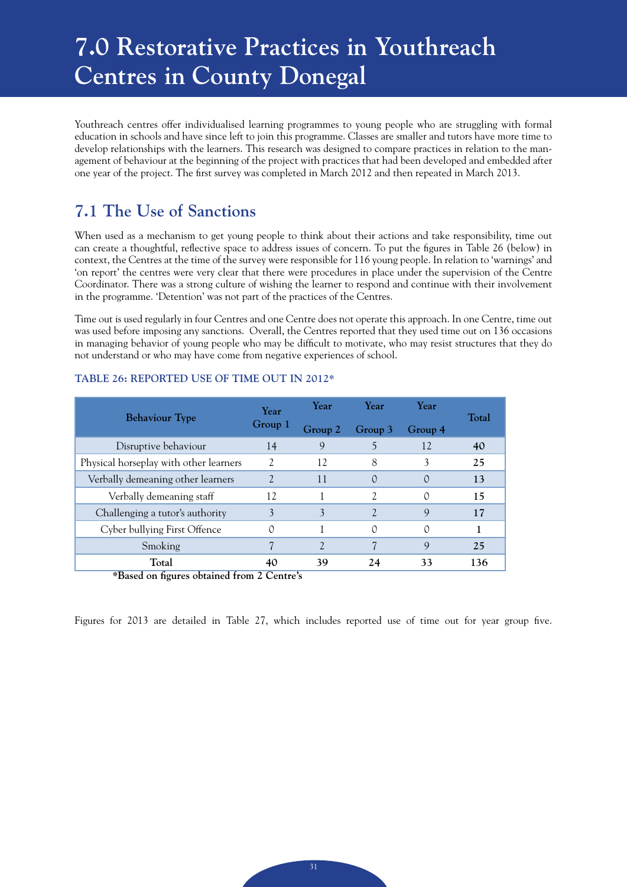# 7.0 Restorative Practices in Youthreach Centres in County Donegal

Youthreach centres offer individualised learning programmes to young people who are struggling with formal education in schools and have since left to join this programme. Classes are smaller and tutors have more time to develop relationships with the learners. This research was designed to compare practices in relation to the management of behaviour at the beginning of the project with practices that had been developed and embedded after one year of the project. The first survey was completed in March 2012 and then repeated in March 2013.

## 7.1 The Use of Sanctions

When used as a mechanism to get young people to think about their actions and take responsibility, time out can create a thoughtful, reflective space to address issues of concern. To put the figures in Table 26 (below) in context, the Centres at the time of the survey were responsible for 116 young people. In relation to 'warnings' and 'on report' the centres were very clear that there were procedures in place under the supervision of the Centre Coordinator. There was a strong culture of wishing the learner to respond and continue with their involvement in the programme. 'Detention' was not part of the practices of the Centres.

Time out is used regularly in four Centres and one Centre does not operate this approach. In one Centre, time out was used before imposing any sanctions. Overall, the Centres reported that they used time out on 136 occasions in managing behavior of young people who may be difficult to motivate, who may resist structures that they do not understand or who may have come from negative experiences of school.

### TABLE 26: REPORTED USE OF TIME OUT IN 2012*

| Behaviour Type | Year Group 1 | Year Group 2 | Year Group 3 | Year Group 4 | Total |
|---|---|---|---|---|---|
| Disruptive behaviour | 14 | 9 | 5 | 12 | **40** |
| Physical horseplay with other learners | 2 | 12 | 8 | 3 | **25** |
| Verbally demeaning other learners | 2 | 11 | 0 | 0 | **13** |
| Verbally demeaning staff | 12 | 1 | 2 | 0 | **15** |
| Challenging a tutor's authority | 3 | 3 | 2 | 9 | **17** |
| Cyber bullying First Offence | 0 | 1 | 0 | 0 | **1** |
| Smoking | 7 | 2 | 7 | 9 | **25** |
| **Total** | **40** | **39** | **24** | **33** | **136** |

**\*Based on figures obtained from 2 Centre's**

Figures for 2013 are detailed in Table 27, which includes reported use of time out for year group five.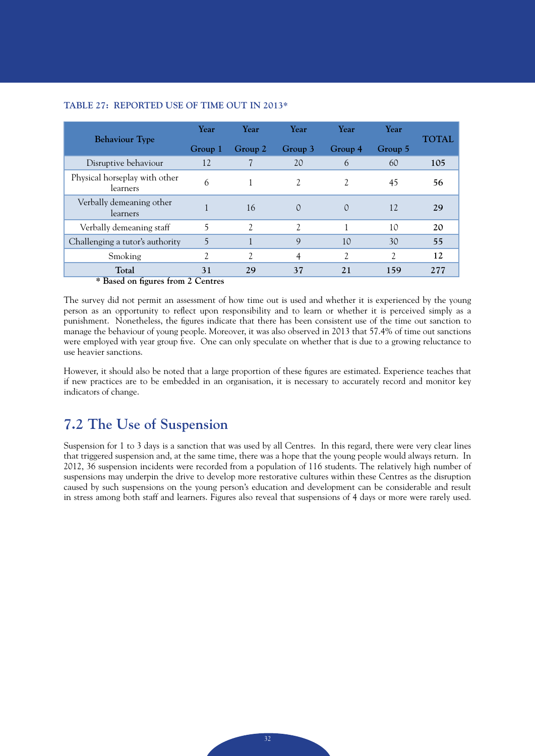**TABLE 27: REPORTED USE OF TIME OUT IN 2013***

| Behaviour Type | Year Group 1 | Year Group 2 | Year Group 3 | Year Group 4 | Year Group 5 | TOTAL |
|---|---|---|---|---|---|---|
| Disruptive behaviour | 12 | 7 | 20 | 6 | 60 | **105** |
| Physical horseplay with other learners | 6 | 1 | 2 | 2 | 45 | **56** |
| Verbally demeaning other learners | 1 | 16 | 0 | 0 | 12 | **29** |
| Verbally demeaning staff | 5 | 2 | 2 | 1 | 10 | **20** |
| Challenging a tutor's authority | 5 | 1 | 9 | 10 | 30 | **55** |
| Smoking | 2 | 2 | 4 | 2 | 2 | **12** |
| **Total** | **31** | **29** | **37** | **21** | **159** | **277** |

**\* Based on figures from 2 Centres**

The survey did not permit an assessment of how time out is used and whether it is experienced by the young person as an opportunity to reflect upon responsibility and to learn or whether it is perceived simply as a punishment. Nonetheless, the figures indicate that there has been consistent use of the time out sanction to manage the behaviour of young people. Moreover, it was also observed in 2013 that 57.4% of time out sanctions were employed with year group five. One can only speculate on whether that is due to a growing reluctance to use heavier sanctions.

However, it should also be noted that a large proportion of these figures are estimated. Experience teaches that if new practices are to be embedded in an organisation, it is necessary to accurately record and monitor key indicators of change.

## 7.2 The Use of Suspension

Suspension for 1 to 3 days is a sanction that was used by all Centres. In this regard, there were very clear lines that triggered suspension and, at the same time, there was a hope that the young people would always return. In 2012, 36 suspension incidents were recorded from a population of 116 students. The relatively high number of suspensions may underpin the drive to develop more restorative cultures within these Centres as the disruption caused by such suspensions on the young person's education and development can be considerable and result in stress among both staff and learners. Figures also reveal that suspensions of 4 days or more were rarely used.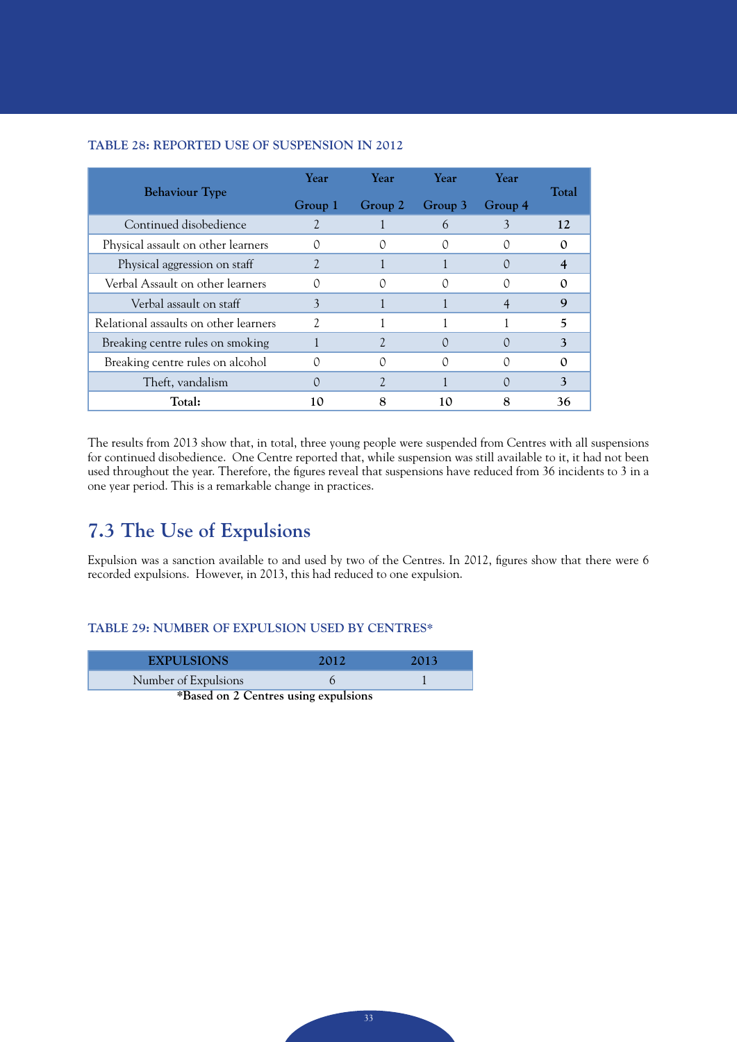**TABLE 28: REPORTED USE OF SUSPENSION IN 2012**

| Behaviour Type | Year Group 1 | Year Group 2 | Year Group 3 | Year Group 4 | Total |
|---|---|---|---|---|---|
| Continued disobedience | 2 | 1 | 6 | 3 | **12** |
| Physical assault on other learners | 0 | 0 | 0 | 0 | **0** |
| Physical aggression on staff | 2 | 1 | 1 | 0 | **4** |
| Verbal Assault on other learners | 0 | 0 | 0 | 0 | **0** |
| Verbal assault on staff | 3 | 1 | 1 | 4 | **9** |
| Relational assaults on other learners | 2 | 1 | 1 | 1 | **5** |
| Breaking centre rules on smoking | 1 | 2 | 0 | 0 | **3** |
| Breaking centre rules on alcohol | 0 | 0 | 0 | 0 | **0** |
| Theft, vandalism | 0 | 2 | 1 | 0 | **3** |
| **Total:** | **10** | **8** | **10** | **8** | **36** |

The results from 2013 show that, in total, three young people were suspended from Centres with all suspensions for continued disobedience. One Centre reported that, while suspension was still available to it, it had not been used throughout the year. Therefore, the figures reveal that suspensions have reduced from 36 incidents to 3 in a one year period. This is a remarkable change in practices.

## 7.3 The Use of Expulsions

Expulsion was a sanction available to and used by two of the Centres. In 2012, figures show that there were 6 recorded expulsions. However, in 2013, this had reduced to one expulsion.

**TABLE 29: NUMBER OF EXPULSION USED BY CENTRES***

| EXPULSIONS | 2012 | 2013 |
|---|---|---|
| Number of Expulsions | 6 | 1 |

**\*Based on 2 Centres using expulsions**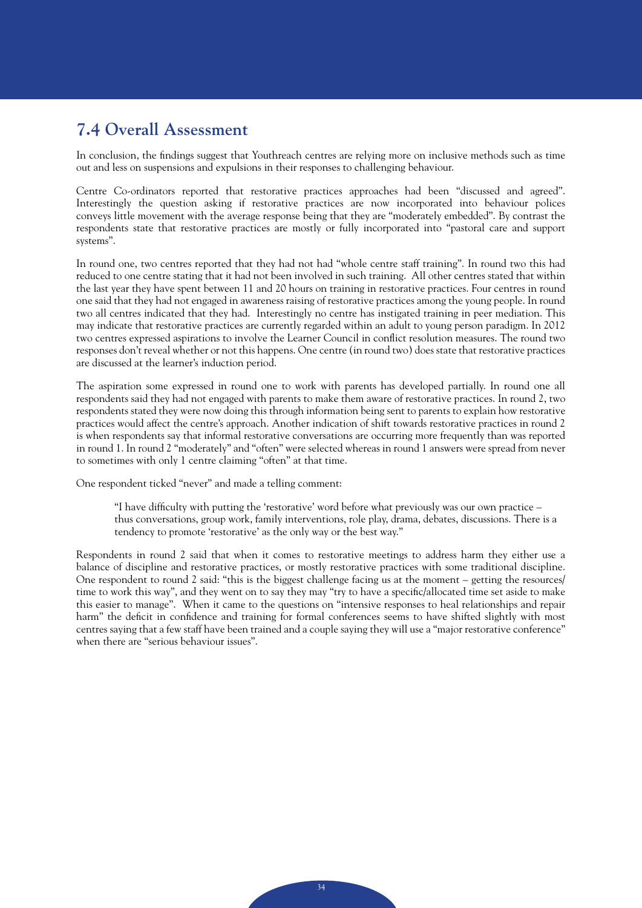## 7.4 Overall Assessment

In conclusion, the findings suggest that Youthreach centres are relying more on inclusive methods such as time out and less on suspensions and expulsions in their responses to challenging behaviour.

Centre Co-ordinators reported that restorative practices approaches had been "discussed and agreed". Interestingly the question asking if restorative practices are now incorporated into behaviour polices conveys little movement with the average response being that they are "moderately embedded". By contrast the respondents state that restorative practices are mostly or fully incorporated into "pastoral care and support systems".

In round one, two centres reported that they had not had "whole centre staff training". In round two this had reduced to one centre stating that it had not been involved in such training. All other centres stated that within the last year they have spent between 11 and 20 hours on training in restorative practices. Four centres in round one said that they had not engaged in awareness raising of restorative practices among the young people. In round two all centres indicated that they had. Interestingly no centre has instigated training in peer mediation. This may indicate that restorative practices are currently regarded within an adult to young person paradigm. In 2012 two centres expressed aspirations to involve the Learner Council in conflict resolution measures. The round two responses don't reveal whether or not this happens. One centre (in round two) does state that restorative practices are discussed at the learner's induction period.

The aspiration some expressed in round one to work with parents has developed partially. In round one all respondents said they had not engaged with parents to make them aware of restorative practices. In round 2, two respondents stated they were now doing this through information being sent to parents to explain how restorative practices would affect the centre's approach. Another indication of shift towards restorative practices in round 2 is when respondents say that informal restorative conversations are occurring more frequently than was reported in round 1. In round 2 "moderately" and "often" were selected whereas in round 1 answers were spread from never to sometimes with only 1 centre claiming "often" at that time.

One respondent ticked "never" and made a telling comment:

> "I have difficulty with putting the 'restorative' word before what previously was our own practice – thus conversations, group work, family interventions, role play, drama, debates, discussions. There is a tendency to promote 'restorative' as the only way or the best way."

Respondents in round 2 said that when it comes to restorative meetings to address harm they either use a balance of discipline and restorative practices, or mostly restorative practices with some traditional discipline. One respondent to round 2 said: "this is the biggest challenge facing us at the moment – getting the resources/ time to work this way", and they went on to say they may "try to have a specific/allocated time set aside to make this easier to manage". When it came to the questions on "intensive responses to heal relationships and repair harm" the deficit in confidence and training for formal conferences seems to have shifted slightly with most centres saying that a few staff have been trained and a couple saying they will use a "major restorative conference" when there are "serious behaviour issues".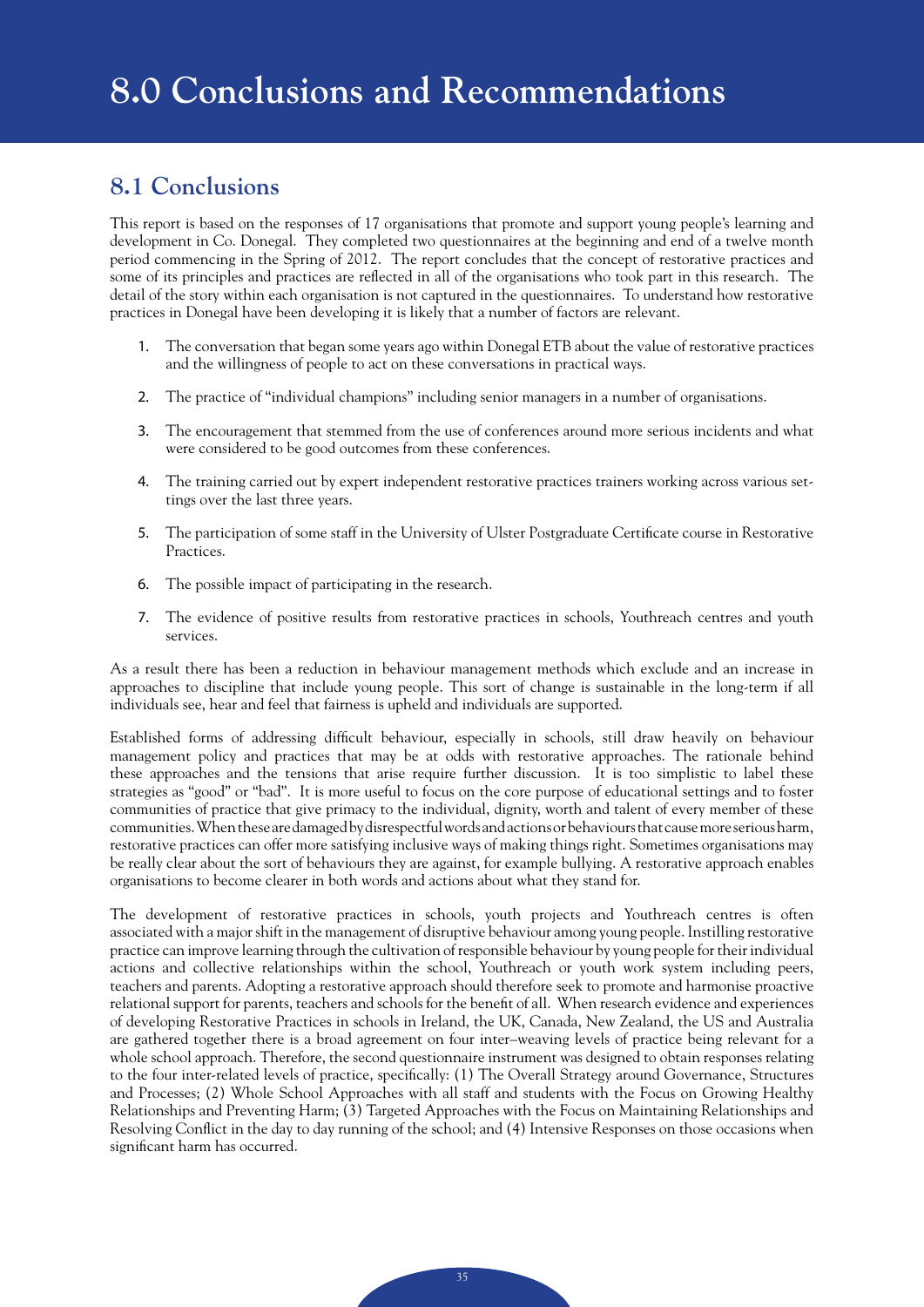# 8.0 Conclusions and Recommendations

## 8.1 Conclusions

This report is based on the responses of 17 organisations that promote and support young people's learning and development in Co. Donegal. They completed two questionnaires at the beginning and end of a twelve month period commencing in the Spring of 2012. The report concludes that the concept of restorative practices and some of its principles and practices are reflected in all of the organisations who took part in this research. The detail of the story within each organisation is not captured in the questionnaires. To understand how restorative practices in Donegal have been developing it is likely that a number of factors are relevant.

1. The conversation that began some years ago within Donegal ETB about the value of restorative practices and the willingness of people to act on these conversations in practical ways.

2. The practice of "individual champions" including senior managers in a number of organisations.

3. The encouragement that stemmed from the use of conferences around more serious incidents and what were considered to be good outcomes from these conferences.

4. The training carried out by expert independent restorative practices trainers working across various settings over the last three years.

5. The participation of some staff in the University of Ulster Postgraduate Certificate course in Restorative Practices.

6. The possible impact of participating in the research.

7. The evidence of positive results from restorative practices in schools, Youthreach centres and youth services.

As a result there has been a reduction in behaviour management methods which exclude and an increase in approaches to discipline that include young people. This sort of change is sustainable in the long-term if all individuals see, hear and feel that fairness is upheld and individuals are supported.

Established forms of addressing difficult behaviour, especially in schools, still draw heavily on behaviour management policy and practices that may be at odds with restorative approaches. The rationale behind these approaches and the tensions that arise require further discussion. It is too simplistic to label these strategies as "good" or "bad". It is more useful to focus on the core purpose of educational settings and to foster communities of practice that give primacy to the individual, dignity, worth and talent of every member of these communities. When these are damaged by disrespectful words and actions or behaviours that cause more serious harm, restorative practices can offer more satisfying inclusive ways of making things right. Sometimes organisations may be really clear about the sort of behaviours they are against, for example bullying. A restorative approach enables organisations to become clearer in both words and actions about what they stand for.

The development of restorative practices in schools, youth projects and Youthreach centres is often associated with a major shift in the management of disruptive behaviour among young people. Instilling restorative practice can improve learning through the cultivation of responsible behaviour by young people for their individual actions and collective relationships within the school, Youthreach or youth work system including peers, teachers and parents. Adopting a restorative approach should therefore seek to promote and harmonise proactive relational support for parents, teachers and schools for the benefit of all. When research evidence and experiences of developing Restorative Practices in schools in Ireland, the UK, Canada, New Zealand, the US and Australia are gathered together there is a broad agreement on four inter–weaving levels of practice being relevant for a whole school approach. Therefore, the second questionnaire instrument was designed to obtain responses relating to the four inter-related levels of practice, specifically: (1) The Overall Strategy around Governance, Structures and Processes; (2) Whole School Approaches with all staff and students with the Focus on Growing Healthy Relationships and Preventing Harm; (3) Targeted Approaches with the Focus on Maintaining Relationships and Resolving Conflict in the day to day running of the school; and (4) Intensive Responses on those occasions when significant harm has occurred.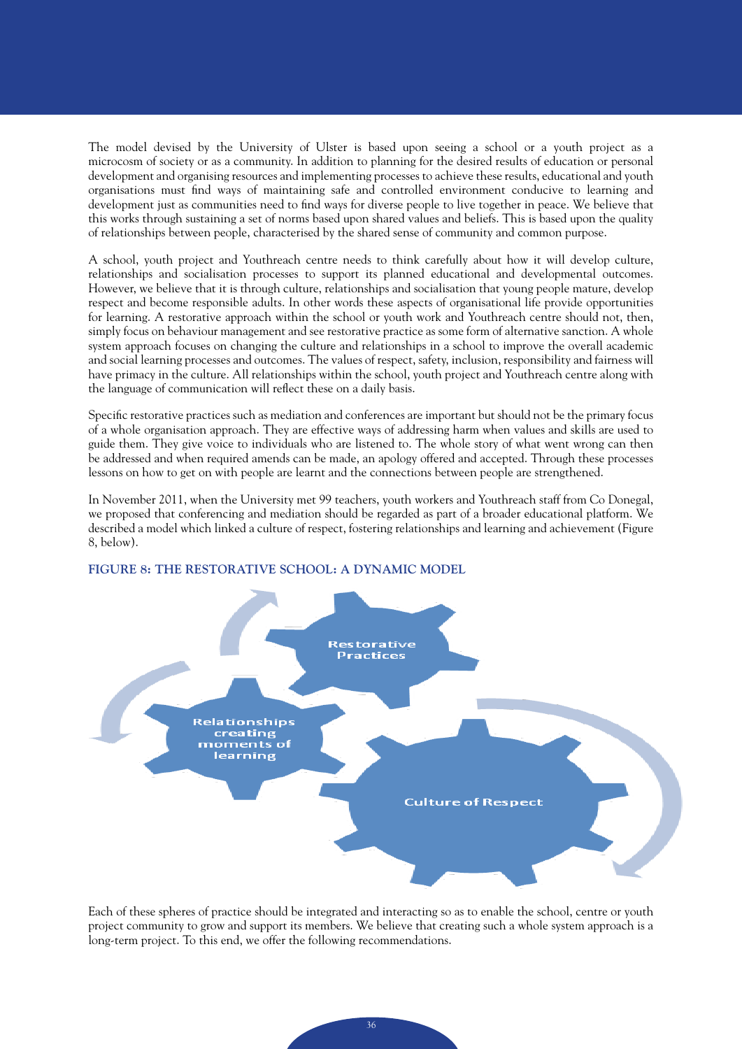The model devised by the University of Ulster is based upon seeing a school or a youth project as a microcosm of society or as a community. In addition to planning for the desired results of education or personal development and organising resources and implementing processes to achieve these results, educational and youth organisations must find ways of maintaining safe and controlled environment conducive to learning and development just as communities need to find ways for diverse people to live together in peace. We believe that this works through sustaining a set of norms based upon shared values and beliefs. This is based upon the quality of relationships between people, characterised by the shared sense of community and common purpose.

A school, youth project and Youthreach centre needs to think carefully about how it will develop culture, relationships and socialisation processes to support its planned educational and developmental outcomes. However, we believe that it is through culture, relationships and socialisation that young people mature, develop respect and become responsible adults. In other words these aspects of organisational life provide opportunities for learning. A restorative approach within the school or youth work and Youthreach centre should not, then, simply focus on behaviour management and see restorative practice as some form of alternative sanction. A whole system approach focuses on changing the culture and relationships in a school to improve the overall academic and social learning processes and outcomes. The values of respect, safety, inclusion, responsibility and fairness will have primacy in the culture. All relationships within the school, youth project and Youthreach centre along with the language of communication will reflect these on a daily basis.

Specific restorative practices such as mediation and conferences are important but should not be the primary focus of a whole organisation approach. They are effective ways of addressing harm when values and skills are used to guide them. They give voice to individuals who are listened to. The whole story of what went wrong can then be addressed and when required amends can be made, an apology offered and accepted. Through these processes lessons on how to get on with people are learnt and the connections between people are strengthened.

In November 2011, when the University met 99 teachers, youth workers and Youthreach staff from Co Donegal, we proposed that conferencing and mediation should be regarded as part of a broader educational platform. We described a model which linked a culture of respect, fostering relationships and learning and achievement (Figure 8, below).

**FIGURE 8: THE RESTORATIVE SCHOOL: A DYNAMIC MODEL**

Restorative Practices

Relationships creating moments of learning

Culture of Respect

Each of these spheres of practice should be integrated and interacting so as to enable the school, centre or youth project community to grow and support its members. We believe that creating such a whole system approach is a long-term project. To this end, we offer the following recommendations.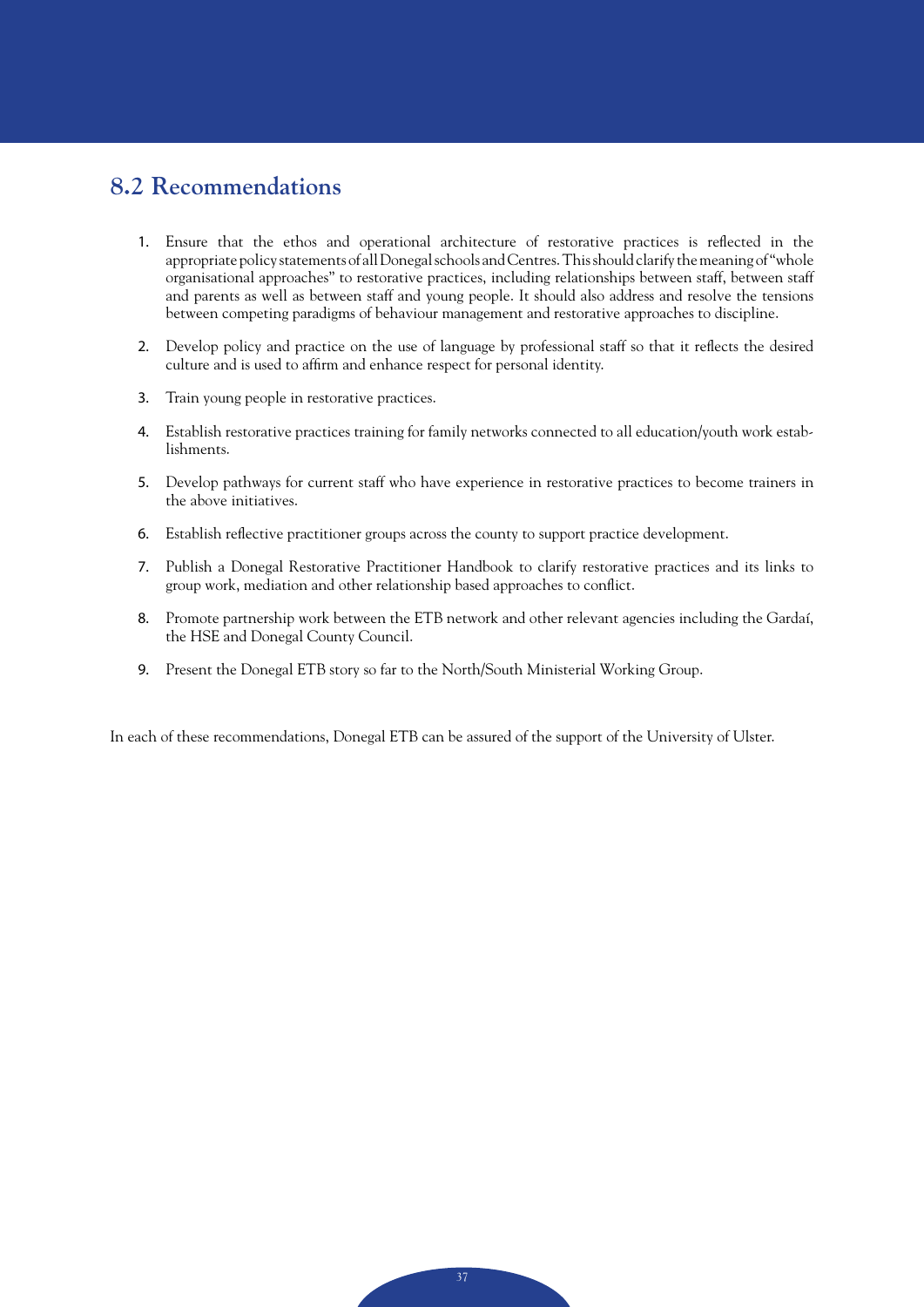## 8.2 Recommendations

1. Ensure that the ethos and operational architecture of restorative practices is reflected in the appropriate policy statements of all Donegal schools and Centres. This should clarify the meaning of "whole organisational approaches" to restorative practices, including relationships between staff, between staff and parents as well as between staff and young people. It should also address and resolve the tensions between competing paradigms of behaviour management and restorative approaches to discipline.

2. Develop policy and practice on the use of language by professional staff so that it reflects the desired culture and is used to affirm and enhance respect for personal identity.

3. Train young people in restorative practices.

4. Establish restorative practices training for family networks connected to all education/youth work establishments.

5. Develop pathways for current staff who have experience in restorative practices to become trainers in the above initiatives.

6. Establish reflective practitioner groups across the county to support practice development.

7. Publish a Donegal Restorative Practitioner Handbook to clarify restorative practices and its links to group work, mediation and other relationship based approaches to conflict.

8. Promote partnership work between the ETB network and other relevant agencies including the Gardaí, the HSE and Donegal County Council.

9. Present the Donegal ETB story so far to the North/South Ministerial Working Group.

In each of these recommendations, Donegal ETB can be assured of the support of the University of Ulster.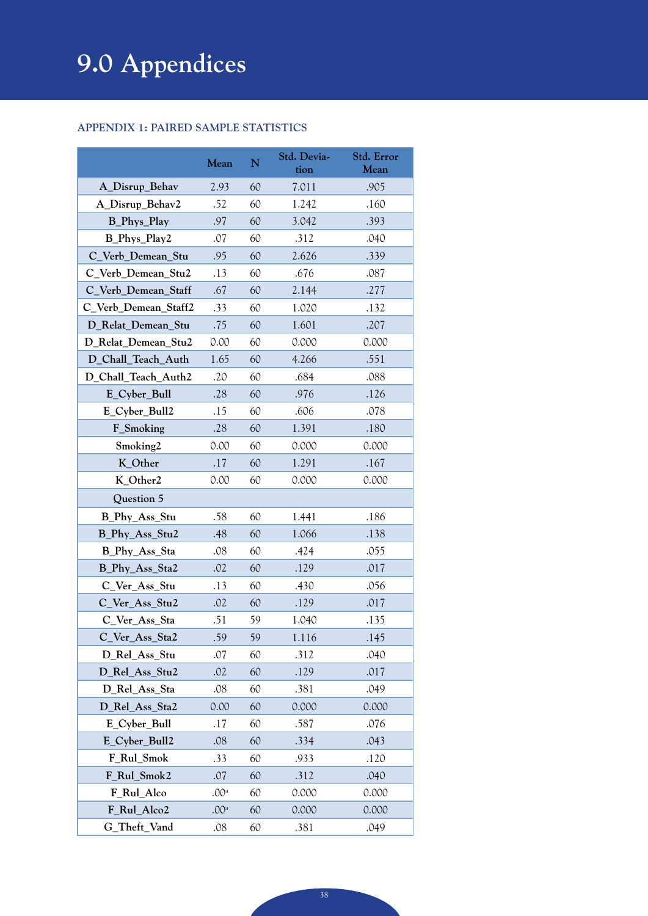# 9.0 Appendices

### APPENDIX 1: PAIRED SAMPLE STATISTICS

| | Mean | N | Std. Deviation | Std. Error Mean |
|---|---|---|---|---|
| A_Disrup_Behav | 2.93 | 60 | 7.011 | .905 |
| A_Disrup_Behav2 | .52 | 60 | 1.242 | .160 |
| B_Phys_Play | .97 | 60 | 3.042 | .393 |
| B_Phys_Play2 | .07 | 60 | .312 | .040 |
| C_Verb_Demean_Stu | .95 | 60 | 2.626 | .339 |
| C_Verb_Demean_Stu2 | .13 | 60 | .676 | .087 |
| C_Verb_Demean_Staff | .67 | 60 | 2.144 | .277 |
| C_Verb_Demean_Staff2 | .33 | 60 | 1.020 | .132 |
| D_Relat_Demean_Stu | .75 | 60 | 1.601 | .207 |
| D_Relat_Demean_Stu2 | 0.00 | 60 | 0.000 | 0.000 |
| D_Chall_Teach_Auth | 1.65 | 60 | 4.266 | .551 |
| D_Chall_Teach_Auth2 | .20 | 60 | .684 | .088 |
| E_Cyber_Bull | .28 | 60 | .976 | .126 |
| E_Cyber_Bull2 | .15 | 60 | .606 | .078 |
| F_Smoking | .28 | 60 | 1.391 | .180 |
| Smoking2 | 0.00 | 60 | 0.000 | 0.000 |
| K_Other | .17 | 60 | 1.291 | .167 |
| K_Other2 | 0.00 | 60 | 0.000 | 0.000 |
| Question 5 | | | | |
| B_Phy_Ass_Stu | .58 | 60 | 1.441 | .186 |
| B_Phy_Ass_Stu2 | .48 | 60 | 1.066 | .138 |
| B_Phy_Ass_Sta | .08 | 60 | .424 | .055 |
| B_Phy_Ass_Sta2 | .02 | 60 | .129 | .017 |
| C_Ver_Ass_Stu | .13 | 60 | .430 | .056 |
| C_Ver_Ass_Stu2 | .02 | 60 | .129 | .017 |
| C_Ver_Ass_Sta | .51 | 59 | 1.040 | .135 |
| C_Ver_Ass_Sta2 | .59 | 59 | 1.116 | .145 |
| D_Rel_Ass_Stu | .07 | 60 | .312 | .040 |
| D_Rel_Ass_Stu2 | .02 | 60 | .129 | .017 |
| D_Rel_Ass_Sta | .08 | 60 | .381 | .049 |
| D_Rel_Ass_Sta2 | 0.00 | 60 | 0.000 | 0.000 |
| E_Cyber_Bull | .17 | 60 | .587 | .076 |
| E_Cyber_Bull2 | .08 | 60 | .334 | .043 |
| F_Rul_Smok | .33 | 60 | .933 | .120 |
| F_Rul_Smok2 | .07 | 60 | .312 | .040 |
| F_Rul_Alco | .00[a] | 60 | 0.000 | 0.000 |
| F_Rul_Alco2 | .00[a] | 60 | 0.000 | 0.000 |
| G_Theft_Vand | .08 | 60 | .381 | .049 |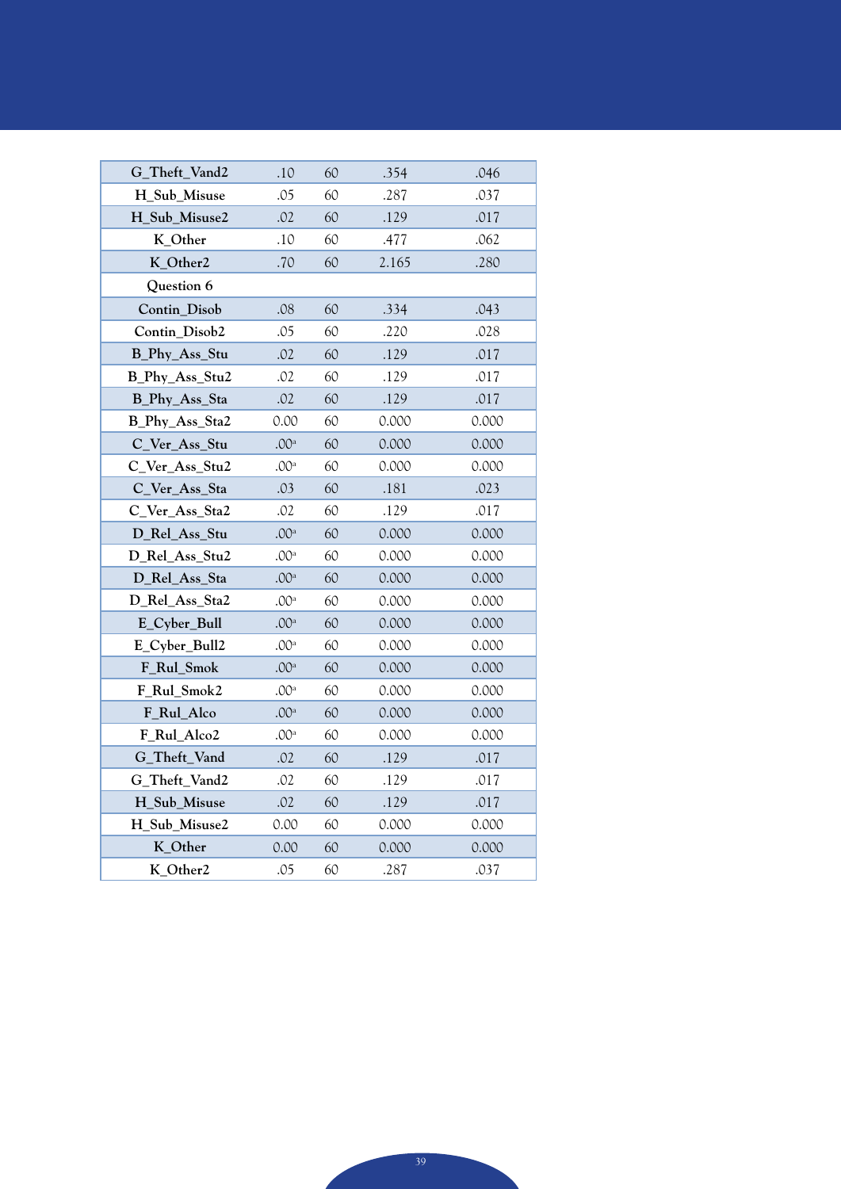| | | | | |
|---|---|---|---|---|
| G_Theft_Vand2 | .10 | 60 | .354 | .046 |
| H_Sub_Misuse | .05 | 60 | .287 | .037 |
| H_Sub_Misuse2 | .02 | 60 | .129 | .017 |
| K_Other | .10 | 60 | .477 | .062 |
| K_Other2 | .70 | 60 | 2.165 | .280 |
| Question 6 | | | | |
| Contin_Disob | .08 | 60 | .334 | .043 |
| Contin_Disob2 | .05 | 60 | .220 | .028 |
| B_Phy_Ass_Stu | .02 | 60 | .129 | .017 |
| B_Phy_Ass_Stu2 | .02 | 60 | .129 | .017 |
| B_Phy_Ass_Sta | .02 | 60 | .129 | .017 |
| B_Phy_Ass_Sta2 | 0.00 | 60 | 0.000 | 0.000 |
| C_Ver_Ass_Stu | .00[a] | 60 | 0.000 | 0.000 |
| C_Ver_Ass_Stu2 | .00[a] | 60 | 0.000 | 0.000 |
| C_Ver_Ass_Sta | .03 | 60 | .181 | .023 |
| C_Ver_Ass_Sta2 | .02 | 60 | .129 | .017 |
| D_Rel_Ass_Stu | .00[a] | 60 | 0.000 | 0.000 |
| D_Rel_Ass_Stu2 | .00[a] | 60 | 0.000 | 0.000 |
| D_Rel_Ass_Sta | .00[a] | 60 | 0.000 | 0.000 |
| D_Rel_Ass_Sta2 | .00[a] | 60 | 0.000 | 0.000 |
| E_Cyber_Bull | .00[a] | 60 | 0.000 | 0.000 |
| E_Cyber_Bull2 | .00[a] | 60 | 0.000 | 0.000 |
| F_Rul_Smok | .00[a] | 60 | 0.000 | 0.000 |
| F_Rul_Smok2 | .00[a] | 60 | 0.000 | 0.000 |
| F_Rul_Alco | .00[a] | 60 | 0.000 | 0.000 |
| F_Rul_Alco2 | .00[a] | 60 | 0.000 | 0.000 |
| G_Theft_Vand | .02 | 60 | .129 | .017 |
| G_Theft_Vand2 | .02 | 60 | .129 | .017 |
| H_Sub_Misuse | .02 | 60 | .129 | .017 |
| H_Sub_Misuse2 | 0.00 | 60 | 0.000 | 0.000 |
| K_Other | 0.00 | 60 | 0.000 | 0.000 |
| K_Other2 | .05 | 60 | .287 | .037 |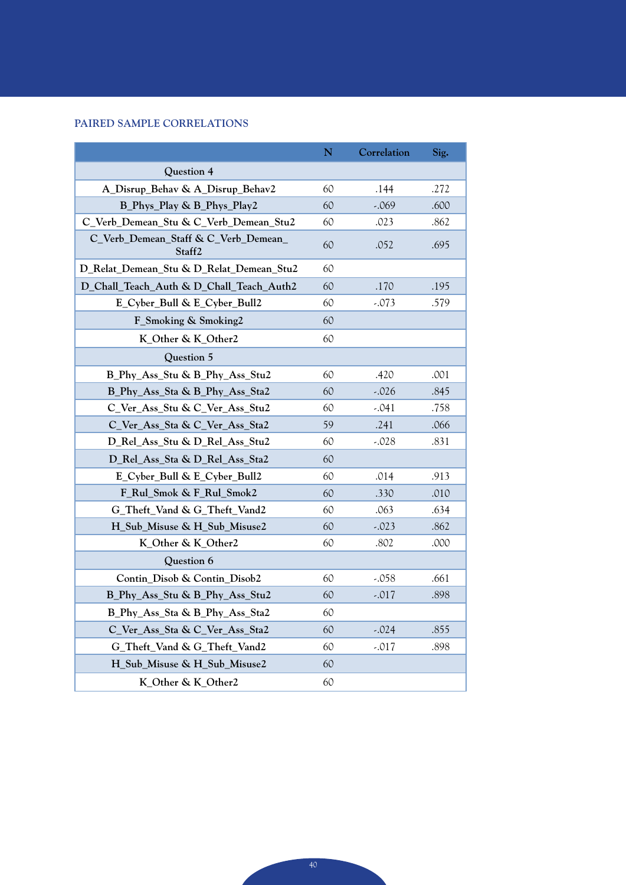### PAIRED SAMPLE CORRELATIONS

| | N | Correlation | Sig. |
|---|---|---|---|
| Question 4 | | | |
| A_Disrup_Behav & A_Disrup_Behav2 | 60 | .144 | .272 |
| B_Phys_Play & B_Phys_Play2 | 60 | -.069 | .600 |
| C_Verb_Demean_Stu & C_Verb_Demean_Stu2 | 60 | .023 | .862 |
| C_Verb_Demean_Staff & C_Verb_Demean_Staff2 | 60 | .052 | .695 |
| D_Relat_Demean_Stu & D_Relat_Demean_Stu2 | 60 | | |
| D_Chall_Teach_Auth & D_Chall_Teach_Auth2 | 60 | .170 | .195 |
| E_Cyber_Bull & E_Cyber_Bull2 | 60 | -.073 | .579 |
| F_Smoking & Smoking2 | 60 | | |
| K_Other & K_Other2 | 60 | | |
| Question 5 | | | |
| B_Phy_Ass_Stu & B_Phy_Ass_Stu2 | 60 | .420 | .001 |
| B_Phy_Ass_Sta & B_Phy_Ass_Sta2 | 60 | -.026 | .845 |
| C_Ver_Ass_Stu & C_Ver_Ass_Stu2 | 60 | -.041 | .758 |
| C_Ver_Ass_Sta & C_Ver_Ass_Sta2 | 59 | .241 | .066 |
| D_Rel_Ass_Stu & D_Rel_Ass_Stu2 | 60 | -.028 | .831 |
| D_Rel_Ass_Sta & D_Rel_Ass_Sta2 | 60 | | |
| E_Cyber_Bull & E_Cyber_Bull2 | 60 | .014 | .913 |
| F_Rul_Smok & F_Rul_Smok2 | 60 | .330 | .010 |
| G_Theft_Vand & G_Theft_Vand2 | 60 | .063 | .634 |
| H_Sub_Misuse & H_Sub_Misuse2 | 60 | -.023 | .862 |
| K_Other & K_Other2 | 60 | .802 | .000 |
| Question 6 | | | |
| Contin_Disob & Contin_Disob2 | 60 | -.058 | .661 |
| B_Phy_Ass_Stu & B_Phy_Ass_Stu2 | 60 | -.017 | .898 |
| B_Phy_Ass_Sta & B_Phy_Ass_Sta2 | 60 | | |
| C_Ver_Ass_Sta & C_Ver_Ass_Sta2 | 60 | -.024 | .855 |
| G_Theft_Vand & G_Theft_Vand2 | 60 | -.017 | .898 |
| H_Sub_Misuse & H_Sub_Misuse2 | 60 | | |
| K_Other & K_Other2 | 60 | | |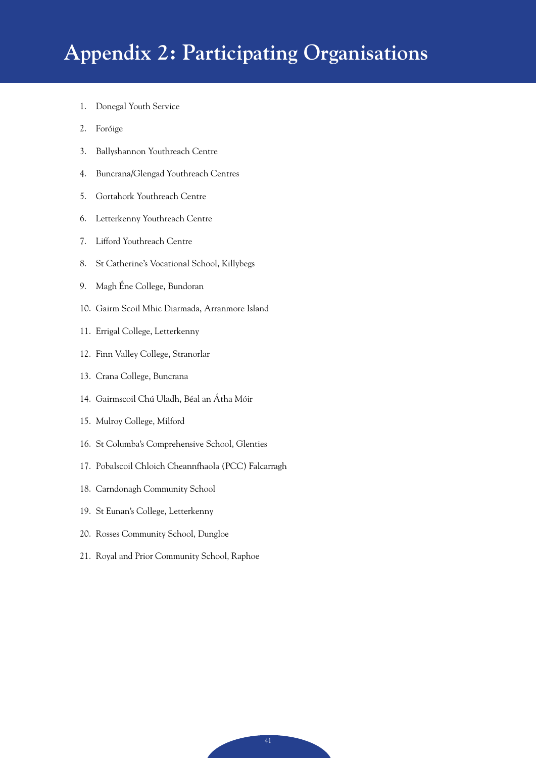# Appendix 2: Participating Organisations

1. Donegal Youth Service
2. Foróige
3. Ballyshannon Youthreach Centre
4. Buncrana/Glengad Youthreach Centres
5. Gortahork Youthreach Centre
6. Letterkenny Youthreach Centre
7. Lifford Youthreach Centre
8. St Catherine's Vocational School, Killybegs
9. Magh Éne College, Bundoran
10. Gairm Scoil Mhic Diarmada, Arranmore Island
11. Errigal College, Letterkenny
12. Finn Valley College, Stranorlar
13. Crana College, Buncrana
14. Gairmscoil Chú Uladh, Béal an Átha Móir
15. Mulroy College, Milford
16. St Columba's Comprehensive School, Glenties
17. Pobalscoil Chloich Cheannfhaola (PCC) Falcarragh
18. Carndonagh Community School
19. St Eunan's College, Letterkenny
20. Rosses Community School, Dungloe
21. Royal and Prior Community School, Raphoe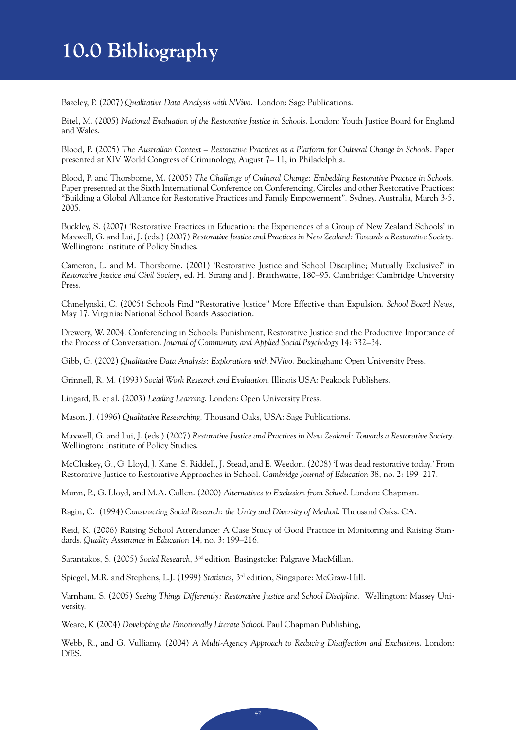# 10.0 Bibliography

Bazeley, P. (2007) *Qualitative Data Analysis with NVivo*. London: Sage Publications.

Bitel, M. (2005) *National Evaluation of the Restorative Justice in Schools*. London: Youth Justice Board for England and Wales.

Blood, P. (2005) *The Australian Context – Restorative Practices as a Platform for Cultural Change in Schools*. Paper presented at XIV World Congress of Criminology, August 7– 11, in Philadelphia.

Blood, P. and Thorsborne, M. (2005) *The Challenge of Cultural Change: Embedding Restorative Practice in Schools*. Paper presented at the Sixth International Conference on Conferencing, Circles and other Restorative Practices: "Building a Global Alliance for Restorative Practices and Family Empowerment". Sydney, Australia, March 3-5, 2005.

Buckley, S. (2007) 'Restorative Practices in Education: the Experiences of a Group of New Zealand Schools' in Maxwell, G. and Lui, J. (eds.) (2007) *Restorative Justice and Practices in New Zealand: Towards a Restorative Society*. Wellington: Institute of Policy Studies.

Cameron, L. and M. Thorsborne. (2001) 'Restorative Justice and School Discipline; Mutually Exclusive?' in *Restorative Justice and Civil Society*, ed. H. Strang and J. Braithwaite, 180–95. Cambridge: Cambridge University Press.

Chmelynski, C. (2005) Schools Find "Restorative Justice" More Effective than Expulsion. *School Board News*, May 17. Virginia: National School Boards Association.

Drewery, W. 2004. Conferencing in Schools: Punishment, Restorative Justice and the Productive Importance of the Process of Conversation. *Journal of Community and Applied Social Psychology* 14: 332–34.

Gibb, G. (2002) *Qualitative Data Analysis: Explorations with NVivo*. Buckingham: Open University Press.

Grinnell, R. M. (1993) *Social Work Research and Evaluation*. Illinois USA: Peakock Publishers.

Lingard, B. et al. (2003) *Leading Learning*. London: Open University Press.

Mason, J. (1996) *Qualitative Researching*. Thousand Oaks, USA: Sage Publications.

Maxwell, G. and Lui, J. (eds.) (2007) *Restorative Justice and Practices in New Zealand: Towards a Restorative Society*. Wellington: Institute of Policy Studies.

McCluskey, G., G. Lloyd, J. Kane, S. Riddell, J. Stead, and E. Weedon. (2008) 'I was dead restorative today.' From Restorative Justice to Restorative Approaches in School. *Cambridge Journal of Education* 38, no. 2: 199–217.

Munn, P., G. Lloyd, and M.A. Cullen. (2000) *Alternatives to Exclusion from School*. London: Chapman.

Ragin, C. (1994) *Constructing Social Research: the Unity and Diversity of Method*. Thousand Oaks. CA.

Reid, K. (2006) Raising School Attendance: A Case Study of Good Practice in Monitoring and Raising Standards. *Quality Assurance in Education* 14, no. 3: 199–216.

Sarantakos, S. (2005) *Social Research*, 3rd edition, Basingstoke: Palgrave MacMillan.

Spiegel, M.R. and Stephens, L.J. (1999) *Statistics*, 3rd edition, Singapore: McGraw-Hill.

Varnham, S. (2005) *Seeing Things Differently: Restorative Justice and School Discipline*. Wellington: Massey University.

Weare, K (2004) *Developing the Emotionally Literate School*. Paul Chapman Publishing,

Webb, R., and G. Vulliamy. (2004) *A Multi-Agency Approach to Reducing Disaffection and Exclusions*. London: DfES.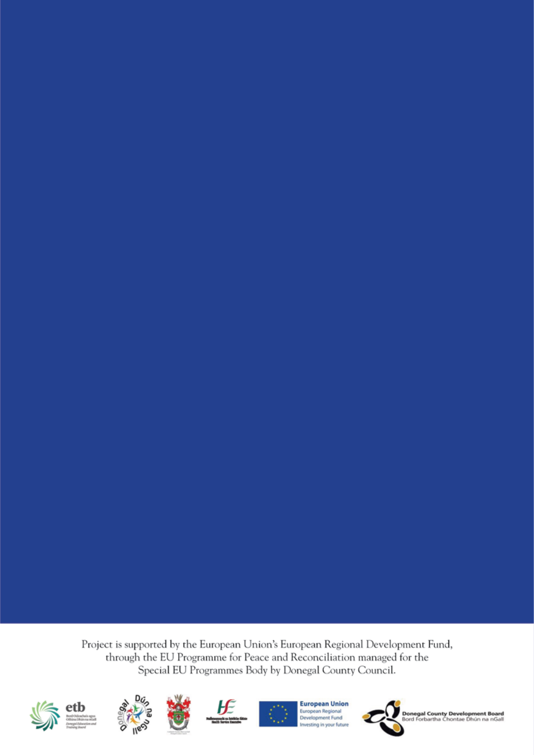Project is supported by the European Union's European Regional Development Fund, through the EU Programme for Peace and Reconciliation managed for the Special EU Programmes Body by Donegal County Council.

etb Bord Oideachais agus Oiliúna Dhún na nGall Donegal Education and Training Board

Donegal Dún na nGall

Feidhmeannacht na Seirbhíse Sláinte Health Service Executive

European Union European Regional Development Fund Investing in your future

Donegal County Development Board Bord Forbartha Chontae Dhún na nGall